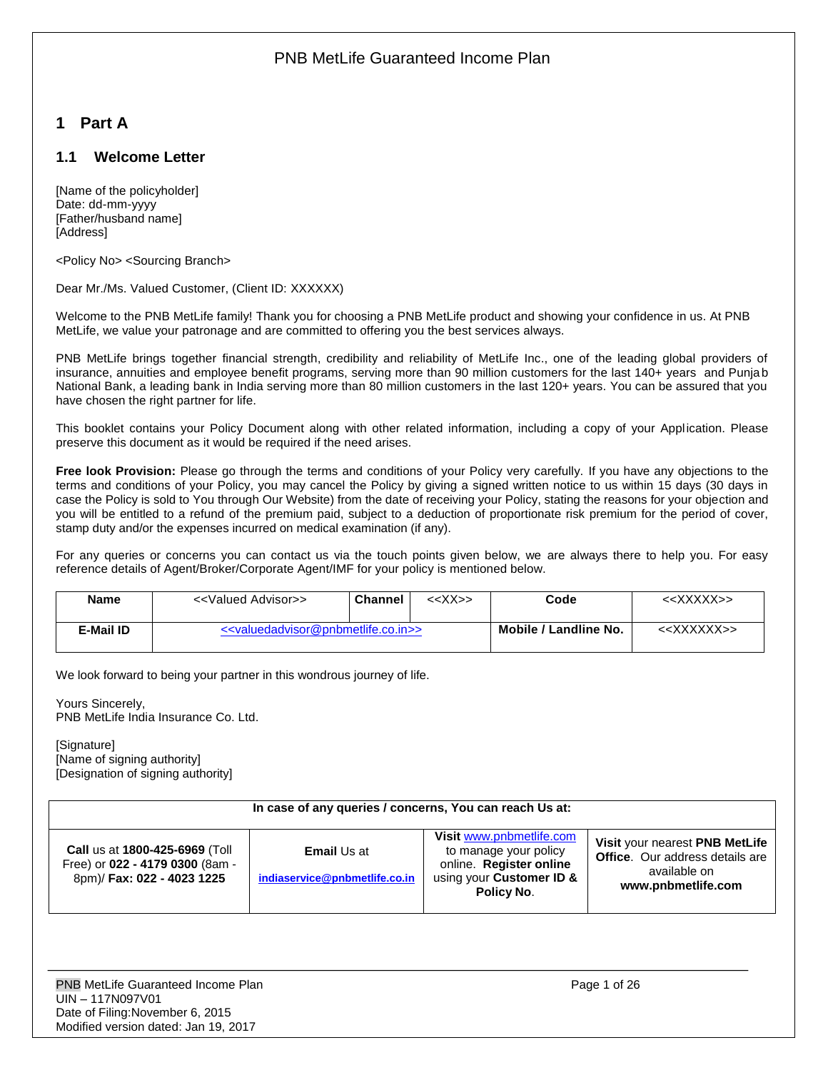# 1 Part A

## 1.1 Welcome Letter

[Name of the policyholder]
Date: dd-mm-yyyy
[Father/husband name]
[Address]

<Policy No> <Sourcing Branch>

Dear Mr./Ms. Valued Customer, (Client ID: XXXXXX)

Welcome to the PNB MetLife family! Thank you for choosing a PNB MetLife product and showing your confidence in us. At PNB MetLife, we value your patronage and are committed to offering you the best services always.

PNB MetLife brings together financial strength, credibility and reliability of MetLife Inc., one of the leading global providers of insurance, annuities and employee benefit programs, serving more than 90 million customers for the last 140+ years and Punjab National Bank, a leading bank in India serving more than 80 million customers in the last 120+ years. You can be assured that you have chosen the right partner for life.

This booklet contains your Policy Document along with other related information, including a copy of your Application. Please preserve this document as it would be required if the need arises.

**Free look Provision:** Please go through the terms and conditions of your Policy very carefully. If you have any objections to the terms and conditions of your Policy, you may cancel the Policy by giving a signed written notice to us within 15 days (30 days in case the Policy is sold to You through Our Website) from the date of receiving your Policy, stating the reasons for your objection and you will be entitled to a refund of the premium paid, subject to a deduction of proportionate risk premium for the period of cover, stamp duty and/or the expenses incurred on medical examination (if any).

For any queries or concerns you can contact us via the touch points given below, we are always there to help you. For easy reference details of Agent/Broker/Corporate Agent/IMF for your policy is mentioned below.

| **Name** | <<Valued Advisor>> | **Channel** | <<XX>> | **Code** | <<XXXXX>> |
|---|---|---|---|---|---|
| **E-Mail ID** | <<valuedadvisor@pnbmetlife.co.in>> | | | **Mobile / Landline No.** | <<XXXXXX>> |

We look forward to being your partner in this wondrous journey of life.

Yours Sincerely,
PNB MetLife India Insurance Co. Ltd.

[Signature]
[Name of signing authority]
[Designation of signing authority]

| In case of any queries / concerns, You can reach Us at: | | | |
|---|---|---|---|
| **Call** us at **1800-425-6969** (Toll Free) or **022 - 4179 0300** (8am - 8pm)/ **Fax: 022 - 4023 1225** | **Email** Us at **indiaservice@pnbmetlife.co.in** | **Visit** www.pnbmetlife.com to manage your policy online. **Register online** using your **Customer ID & Policy No**. | **Visit** your nearest **PNB MetLife Office**. Our address details are available on **www.pnbmetlife.com** |

PNB MetLife Guaranteed Income Plan
UIN – 117N097V01
Date of Filing:November 6, 2015
Modified version dated: Jan 19, 2017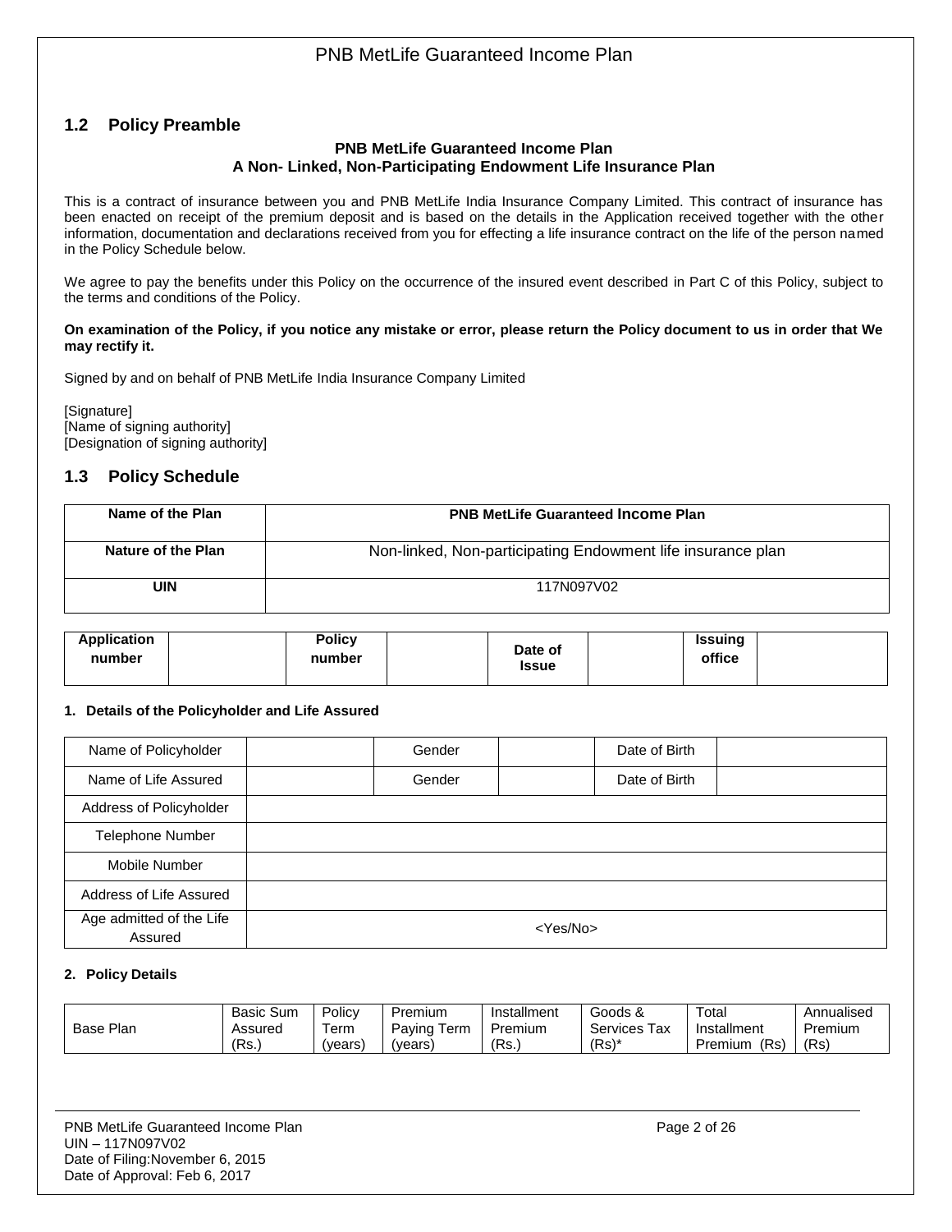## 1.2 Policy Preamble

**PNB MetLife Guaranteed Income Plan**
**A Non- Linked, Non-Participating Endowment Life Insurance Plan**

This is a contract of insurance between you and PNB MetLife India Insurance Company Limited. This contract of insurance has been enacted on receipt of the premium deposit and is based on the details in the Application received together with the other information, documentation and declarations received from you for effecting a life insurance contract on the life of the person named in the Policy Schedule below.

We agree to pay the benefits under this Policy on the occurrence of the insured event described in Part C of this Policy, subject to the terms and conditions of the Policy.

**On examination of the Policy, if you notice any mistake or error, please return the Policy document to us in order that We may rectify it.**

Signed by and on behalf of PNB MetLife India Insurance Company Limited

[Signature]
[Name of signing authority]
[Designation of signing authority]

## 1.3 Policy Schedule

| **Name of the Plan** | **PNB MetLife Guaranteed Income Plan** |
|---|---|
| **Nature of the Plan** | Non-linked, Non-participating Endowment life insurance plan |
| **UIN** | 117N097V02 |

| **Application number** | | **Policy number** | | **Date of Issue** | | **Issuing office** | |
|---|---|---|---|---|---|---|---|

**1. Details of the Policyholder and Life Assured**

| Name of Policyholder | | Gender | | Date of Birth | |
|---|---|---|---|---|---|
| Name of Life Assured | | Gender | | Date of Birth | |
| Address of Policyholder | | | | | |
| Telephone Number | | | | | |
| Mobile Number | | | | | |
| Address of Life Assured | | | | | |
| Age admitted of the Life Assured | <Yes/No> | | | | |

**2. Policy Details**

| Base Plan | Basic Sum Assured (Rs.) | Policy Term (years) | Premium Paying Term (years) | Installment Premium (Rs.) | Goods & Services Tax (Rs)* | Total Installment Premium (Rs) | Annualised Premium (Rs) |
|---|---|---|---|---|---|---|---|

PNB MetLife Guaranteed Income Plan
UIN – 117N097V02
Date of Filing:November 6, 2015
Date of Approval: Feb 6, 2017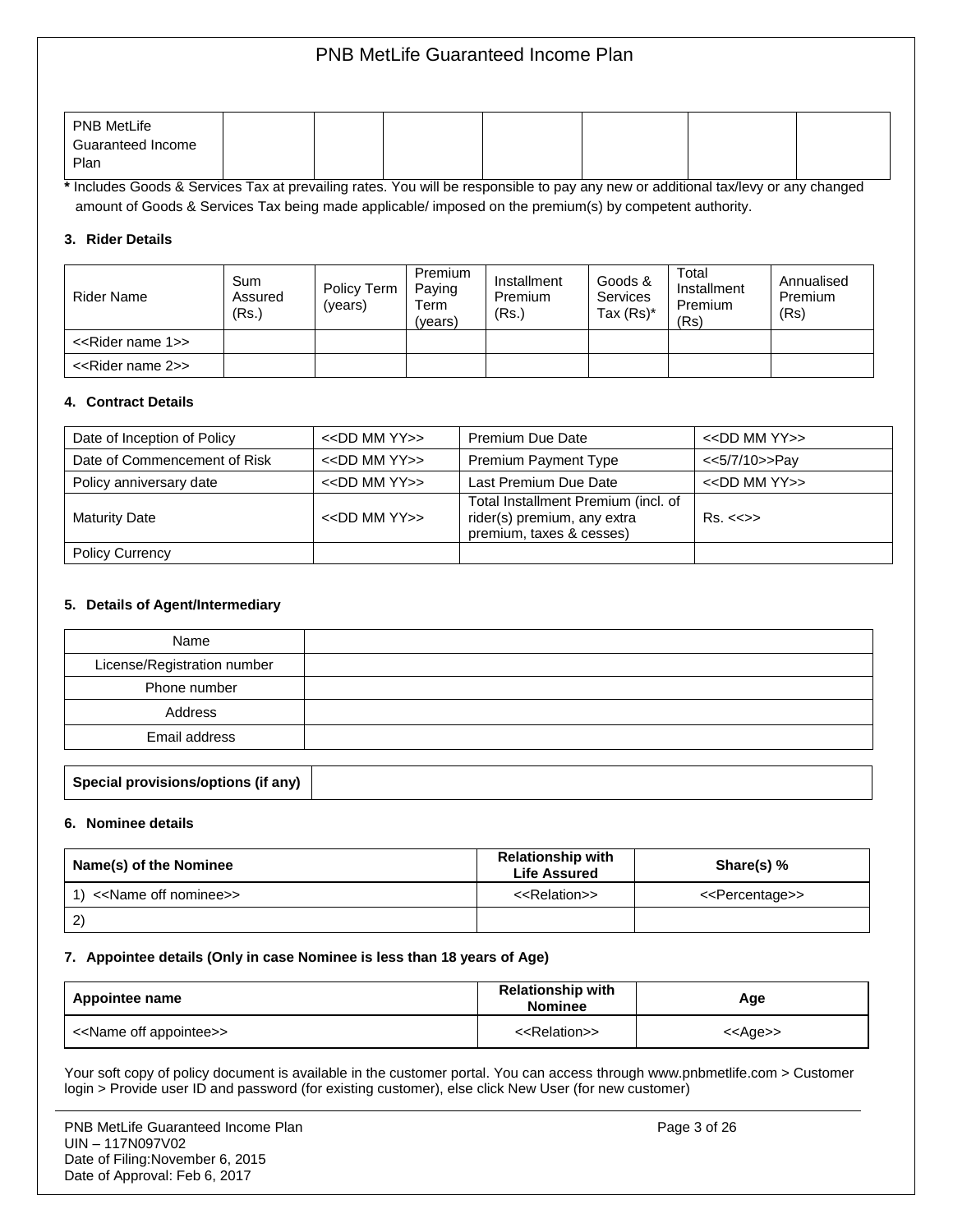| PNB MetLife Guaranteed Income Plan | | | | | | | |
|---|---|---|---|---|---|---|---|

**\*** Includes Goods & Services Tax at prevailing rates. You will be responsible to pay any new or additional tax/levy or any changed amount of Goods & Services Tax being made applicable/ imposed on the premium(s) by competent authority.

### 3. Rider Details

| Rider Name | Sum Assured (Rs.) | Policy Term (years) | Premium Paying Term (years) | Installment Premium (Rs.) | Goods & Services Tax (Rs)* | Total Installment Premium (Rs) | Annualised Premium (Rs) |
|---|---|---|---|---|---|---|---|
| <<Rider name 1>> | | | | | | | |
| <<Rider name 2>> | | | | | | | |

### 4. Contract Details

| Date of Inception of Policy | <<DD MM YY>> | Premium Due Date | <<DD MM YY>> |
|---|---|---|---|
| Date of Commencement of Risk | <<DD MM YY>> | Premium Payment Type | <<5/7/10>>Pay |
| Policy anniversary date | <<DD MM YY>> | Last Premium Due Date | <<DD MM YY>> |
| Maturity Date | <<DD MM YY>> | Total Installment Premium (incl. of rider(s) premium, any extra premium, taxes & cesses) | Rs. <<>> |
| Policy Currency | | | |

### 5. Details of Agent/Intermediary

| Name | |
|---|---|
| License/Registration number | |
| Phone number | |
| Address | |
| Email address | |

| **Special provisions/options (if any)** | |
|---|---|

### 6. Nominee details

| Name(s) of the Nominee | Relationship with Life Assured | Share(s) % |
|---|---|---|
| 1) <<Name off nominee>> | <<Relation>> | <<Percentage>> |
| 2) | | |

### 7. Appointee details (Only in case Nominee is less than 18 years of Age)

| Appointee name | Relationship with Nominee | Age |
|---|---|---|
| <<Name off appointee>> | <<Relation>> | <<Age>> |

Your soft copy of policy document is available in the customer portal. You can access through www.pnbmetlife.com > Customer login > Provide user ID and password (for existing customer), else click New User (for new customer)

PNB MetLife Guaranteed Income Plan
UIN – 117N097V02
Date of Filing:November 6, 2015
Date of Approval: Feb 6, 2017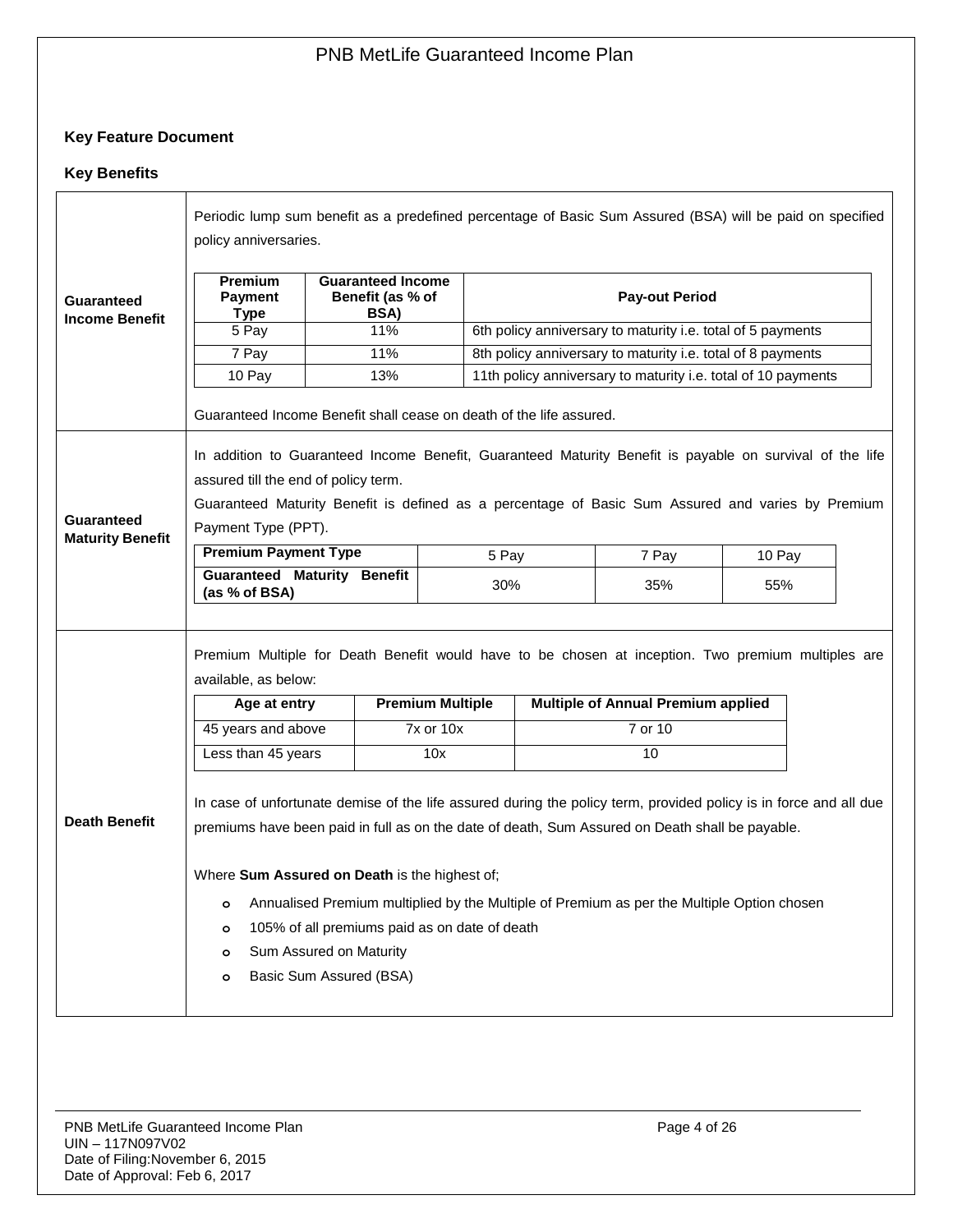## Key Feature Document

### Key Benefits

**Guaranteed Income Benefit**

Periodic lump sum benefit as a predefined percentage of Basic Sum Assured (BSA) will be paid on specified policy anniversaries.

| Premium Payment Type | Guaranteed Income Benefit (as % of BSA) | Pay-out Period |
|---|---|---|
| 5 Pay | 11% | 6th policy anniversary to maturity i.e. total of 5 payments |
| 7 Pay | 11% | 8th policy anniversary to maturity i.e. total of 8 payments |
| 10 Pay | 13% | 11th policy anniversary to maturity i.e. total of 10 payments |

Guaranteed Income Benefit shall cease on death of the life assured.

**Guaranteed Maturity Benefit**

In addition to Guaranteed Income Benefit, Guaranteed Maturity Benefit is payable on survival of the life assured till the end of policy term.

Guaranteed Maturity Benefit is defined as a percentage of Basic Sum Assured and varies by Premium Payment Type (PPT).

| Premium Payment Type | 5 Pay | 7 Pay | 10 Pay |
|---|---|---|---|
| **Guaranteed Maturity Benefit (as % of BSA)** | 30% | 35% | 55% |

**Death Benefit**

Premium Multiple for Death Benefit would have to be chosen at inception. Two premium multiples are available, as below:

| Age at entry | Premium Multiple | Multiple of Annual Premium applied |
|---|---|---|
| 45 years and above | 7x or 10x | 7 or 10 |
| Less than 45 years | 10x | 10 |

In case of unfortunate demise of the life assured during the policy term, provided policy is in force and all due premiums have been paid in full as on the date of death, Sum Assured on Death shall be payable.

Where **Sum Assured on Death** is the highest of;

- Annualised Premium multiplied by the Multiple of Premium as per the Multiple Option chosen
- 105% of all premiums paid as on date of death
- Sum Assured on Maturity
- Basic Sum Assured (BSA)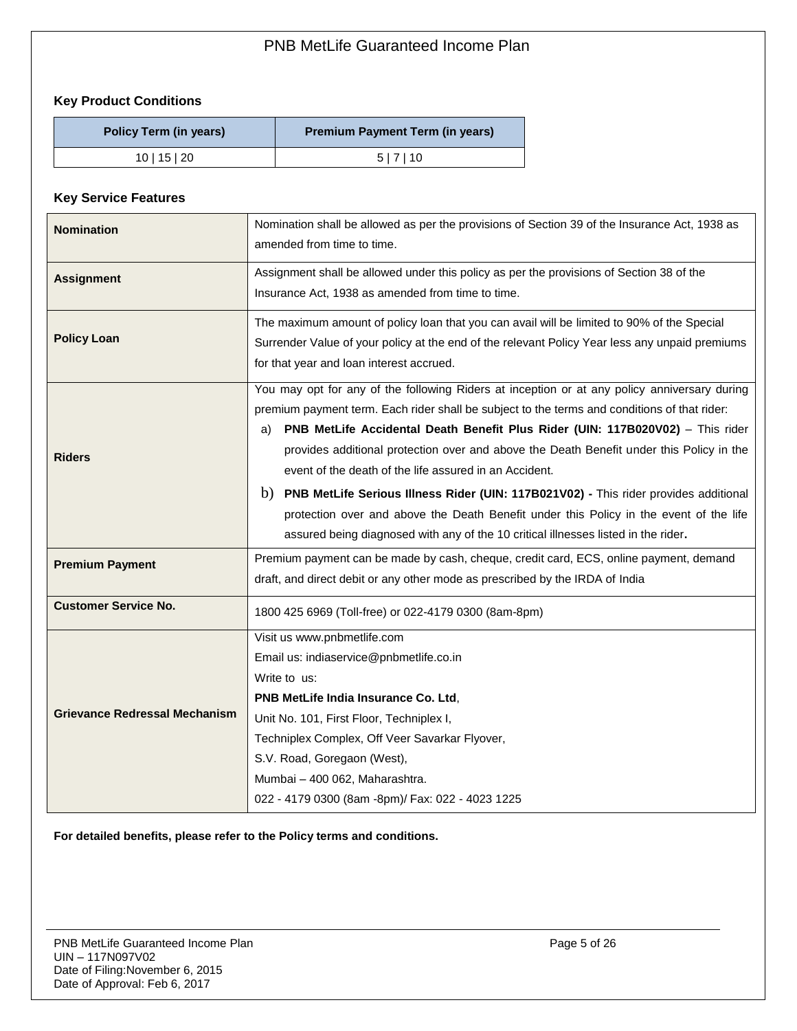### Key Product Conditions

| Policy Term (in years) | Premium Payment Term (in years) |
|---|---|
| 10 \| 15 \| 20 | 5 \| 7 \| 10 |

### Key Service Features

| | |
|---|---|
| **Nomination** | Nomination shall be allowed as per the provisions of Section 39 of the Insurance Act, 1938 as amended from time to time. |
| **Assignment** | Assignment shall be allowed under this policy as per the provisions of Section 38 of the Insurance Act, 1938 as amended from time to time. |
| **Policy Loan** | The maximum amount of policy loan that you can avail will be limited to 90% of the Special Surrender Value of your policy at the end of the relevant Policy Year less any unpaid premiums for that year and loan interest accrued. |
| **Riders** | You may opt for any of the following Riders at inception or at any policy anniversary during premium payment term. Each rider shall be subject to the terms and conditions of that rider:<br>a) **PNB MetLife Accidental Death Benefit Plus Rider (UIN: 117B020V02)** – This rider provides additional protection over and above the Death Benefit under this Policy in the event of the death of the life assured in an Accident.<br>b) **PNB MetLife Serious Illness Rider (UIN: 117B021V02) -** This rider provides additional protection over and above the Death Benefit under this Policy in the event of the life assured being diagnosed with any of the 10 critical illnesses listed in the rider**.** |
| **Premium Payment** | Premium payment can be made by cash, cheque, credit card, ECS, online payment, demand draft, and direct debit or any other mode as prescribed by the IRDA of India |
| **Customer Service No.** | 1800 425 6969 (Toll-free) or 022-4179 0300 (8am-8pm) |
| **Grievance Redressal Mechanism** | Visit us www.pnbmetlife.com<br>Email us: indiaservice@pnbmetlife.co.in<br>Write to us:<br>**PNB MetLife India Insurance Co. Ltd**,<br>Unit No. 101, First Floor, Techniplex I,<br>Techniplex Complex, Off Veer Savarkar Flyover,<br>S.V. Road, Goregaon (West),<br>Mumbai – 400 062, Maharashtra.<br>022 - 4179 0300 (8am -8pm)/ Fax: 022 - 4023 1225 |

**For detailed benefits, please refer to the Policy terms and conditions.**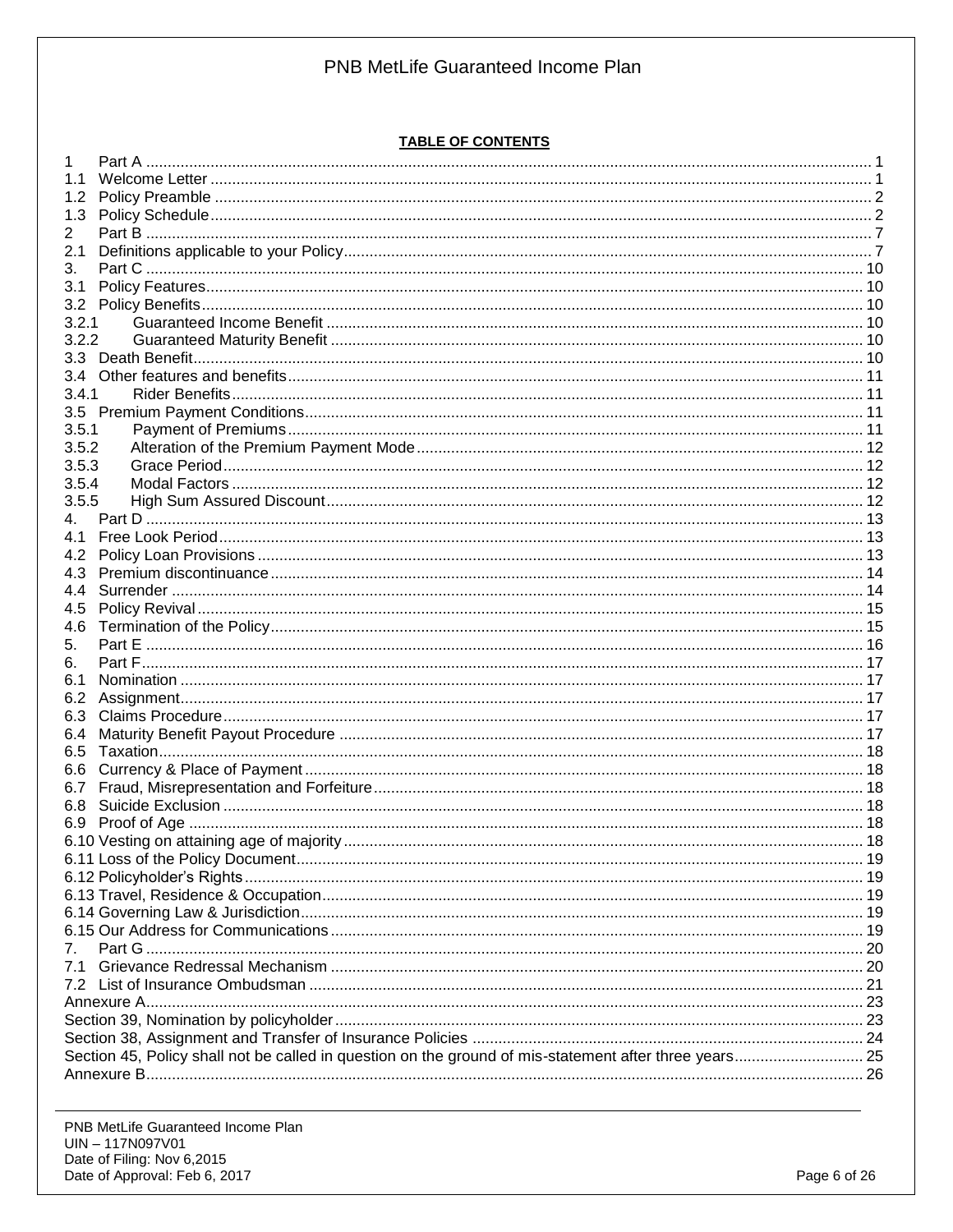**TABLE OF CONTENTS**

| | |
|---|---|
| 1 Part A | 1 |
| 1.1 Welcome Letter | 1 |
| 1.2 Policy Preamble | 2 |
| 1.3 Policy Schedule | 2 |
| 2 Part B | 7 |
| 2.1 Definitions applicable to your Policy | 7 |
| 3. Part C | 10 |
| 3.1 Policy Features | 10 |
| 3.2 Policy Benefits | 10 |
| 3.2.1 Guaranteed Income Benefit | 10 |
| 3.2.2 Guaranteed Maturity Benefit | 10 |
| 3.3 Death Benefit | 10 |
| 3.4 Other features and benefits | 11 |
| 3.4.1 Rider Benefits | 11 |
| 3.5 Premium Payment Conditions | 11 |
| 3.5.1 Payment of Premiums | 11 |
| 3.5.2 Alteration of the Premium Payment Mode | 12 |
| 3.5.3 Grace Period | 12 |
| 3.5.4 Modal Factors | 12 |
| 3.5.5 High Sum Assured Discount | 12 |
| 4. Part D | 13 |
| 4.1 Free Look Period | 13 |
| 4.2 Policy Loan Provisions | 13 |
| 4.3 Premium discontinuance | 14 |
| 4.4 Surrender | 14 |
| 4.5 Policy Revival | 15 |
| 4.6 Termination of the Policy | 15 |
| 5. Part E | 16 |
| 6. Part F | 17 |
| 6.1 Nomination | 17 |
| 6.2 Assignment | 17 |
| 6.3 Claims Procedure | 17 |
| 6.4 Maturity Benefit Payout Procedure | 17 |
| 6.5 Taxation | 18 |
| 6.6 Currency & Place of Payment | 18 |
| 6.7 Fraud, Misrepresentation and Forfeiture | 18 |
| 6.8 Suicide Exclusion | 18 |
| 6.9 Proof of Age | 18 |
| 6.10 Vesting on attaining age of majority | 18 |
| 6.11 Loss of the Policy Document | 19 |
| 6.12 Policyholder's Rights | 19 |
| 6.13 Travel, Residence & Occupation | 19 |
| 6.14 Governing Law & Jurisdiction | 19 |
| 6.15 Our Address for Communications | 19 |
| 7. Part G | 20 |
| 7.1 Grievance Redressal Mechanism | 20 |
| 7.2 List of Insurance Ombudsman | 21 |
| Annexure A | 23 |
| Section 39, Nomination by policyholder | 23 |
| Section 38, Assignment and Transfer of Insurance Policies | 24 |
| Section 45, Policy shall not be called in question on the ground of mis-statement after three years | 25 |
| Annexure B | 26 |

PNB MetLife Guaranteed Income Plan
UIN – 117N097V01
Date of Filing: Nov 6,2015
Date of Approval: Feb 6, 2017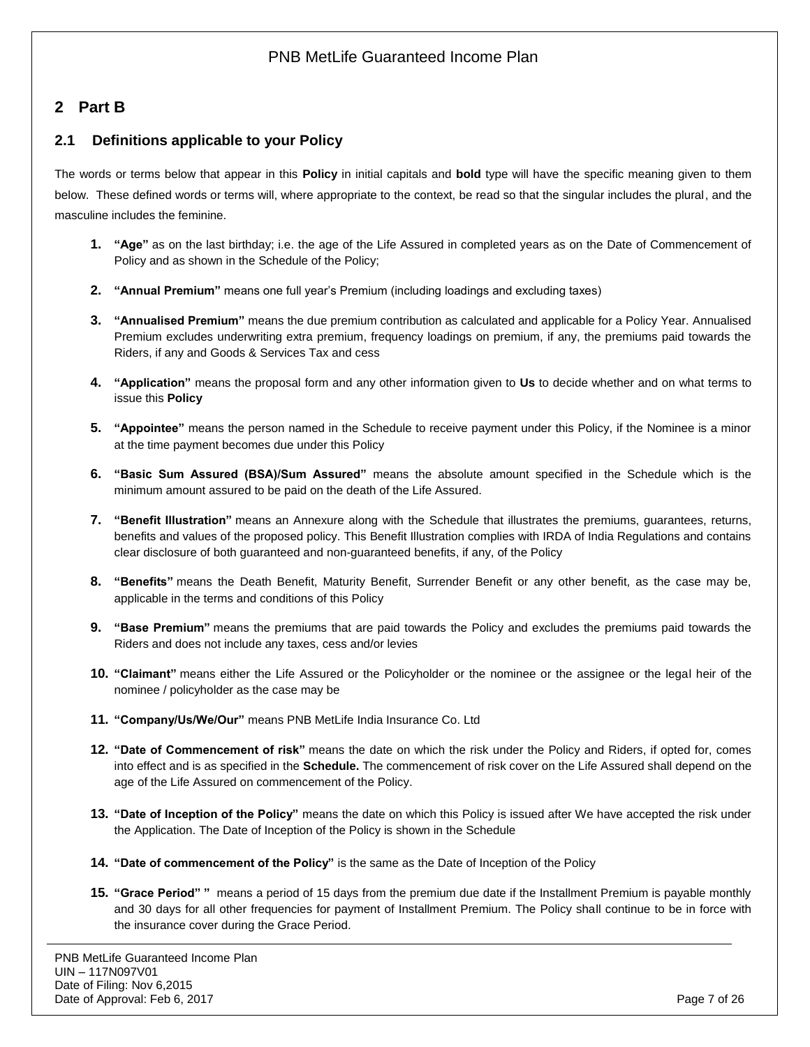# 2 Part B

## 2.1 Definitions applicable to your Policy

The words or terms below that appear in this **Policy** in initial capitals and **bold** type will have the specific meaning given to them below. These defined words or terms will, where appropriate to the context, be read so that the singular includes the plural, and the masculine includes the feminine.

1. **"Age"** as on the last birthday; i.e. the age of the Life Assured in completed years as on the Date of Commencement of Policy and as shown in the Schedule of the Policy;
2. **"Annual Premium"** means one full year's Premium (including loadings and excluding taxes)
3. **"Annualised Premium"** means the due premium contribution as calculated and applicable for a Policy Year. Annualised Premium excludes underwriting extra premium, frequency loadings on premium, if any, the premiums paid towards the Riders, if any and Goods & Services Tax and cess
4. **"Application"** means the proposal form and any other information given to **Us** to decide whether and on what terms to issue this **Policy**
5. **"Appointee"** means the person named in the Schedule to receive payment under this Policy, if the Nominee is a minor at the time payment becomes due under this Policy
6. **"Basic Sum Assured (BSA)/Sum Assured"** means the absolute amount specified in the Schedule which is the minimum amount assured to be paid on the death of the Life Assured.
7. **"Benefit Illustration"** means an Annexure along with the Schedule that illustrates the premiums, guarantees, returns, benefits and values of the proposed policy. This Benefit Illustration complies with IRDA of India Regulations and contains clear disclosure of both guaranteed and non-guaranteed benefits, if any, of the Policy
8. **"Benefits"** means the Death Benefit, Maturity Benefit, Surrender Benefit or any other benefit, as the case may be, applicable in the terms and conditions of this Policy
9. **"Base Premium"** means the premiums that are paid towards the Policy and excludes the premiums paid towards the Riders and does not include any taxes, cess and/or levies
10. **"Claimant"** means either the Life Assured or the Policyholder or the nominee or the assignee or the legal heir of the nominee / policyholder as the case may be
11. **"Company/Us/We/Our"** means PNB MetLife India Insurance Co. Ltd
12. **"Date of Commencement of risk"** means the date on which the risk under the Policy and Riders, if opted for, comes into effect and is as specified in the **Schedule.** The commencement of risk cover on the Life Assured shall depend on the age of the Life Assured on commencement of the Policy.
13. **"Date of Inception of the Policy"** means the date on which this Policy is issued after We have accepted the risk under the Application. The Date of Inception of the Policy is shown in the Schedule
14. **"Date of commencement of the Policy"** is the same as the Date of Inception of the Policy
15. **"Grace Period" "** means a period of 15 days from the premium due date if the Installment Premium is payable monthly and 30 days for all other frequencies for payment of Installment Premium. The Policy shall continue to be in force with the insurance cover during the Grace Period.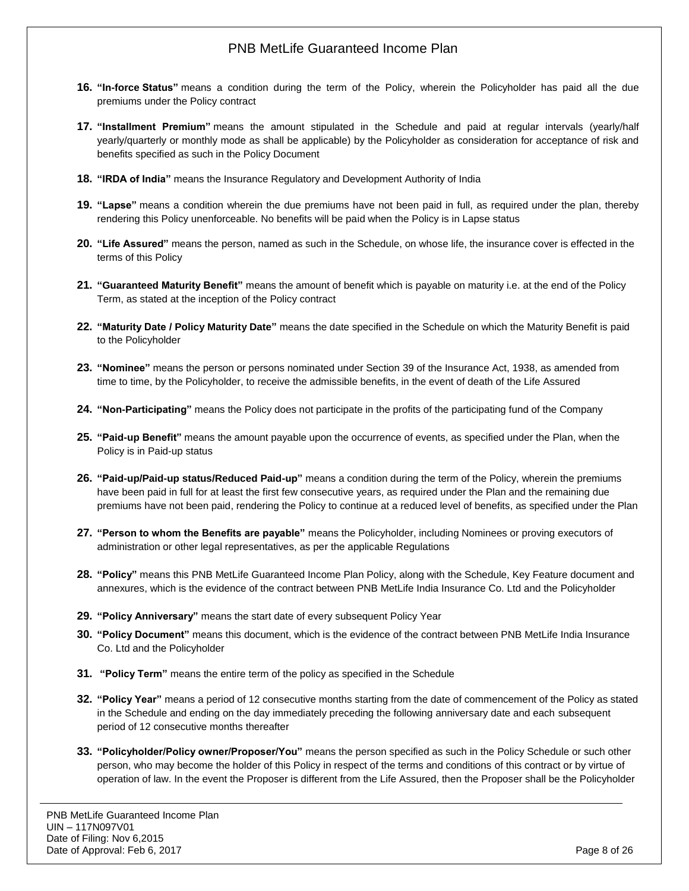16. **"In-force Status"** means a condition during the term of the Policy, wherein the Policyholder has paid all the due premiums under the Policy contract

17. **"Installment Premium"** means the amount stipulated in the Schedule and paid at regular intervals (yearly/half yearly/quarterly or monthly mode as shall be applicable) by the Policyholder as consideration for acceptance of risk and benefits specified as such in the Policy Document

18. **"IRDA of India"** means the Insurance Regulatory and Development Authority of India

19. **"Lapse"** means a condition wherein the due premiums have not been paid in full, as required under the plan, thereby rendering this Policy unenforceable. No benefits will be paid when the Policy is in Lapse status

20. **"Life Assured"** means the person, named as such in the Schedule, on whose life, the insurance cover is effected in the terms of this Policy

21. **"Guaranteed Maturity Benefit"** means the amount of benefit which is payable on maturity i.e. at the end of the Policy Term, as stated at the inception of the Policy contract

22. **"Maturity Date / Policy Maturity Date"** means the date specified in the Schedule on which the Maturity Benefit is paid to the Policyholder

23. **"Nominee"** means the person or persons nominated under Section 39 of the Insurance Act, 1938, as amended from time to time, by the Policyholder, to receive the admissible benefits, in the event of death of the Life Assured

24. **"Non-Participating"** means the Policy does not participate in the profits of the participating fund of the Company

25. **"Paid-up Benefit"** means the amount payable upon the occurrence of events, as specified under the Plan, when the Policy is in Paid-up status

26. **"Paid-up/Paid-up status/Reduced Paid-up"** means a condition during the term of the Policy, wherein the premiums have been paid in full for at least the first few consecutive years, as required under the Plan and the remaining due premiums have not been paid, rendering the Policy to continue at a reduced level of benefits, as specified under the Plan

27. **"Person to whom the Benefits are payable"** means the Policyholder, including Nominees or proving executors of administration or other legal representatives, as per the applicable Regulations

28. **"Policy"** means this PNB MetLife Guaranteed Income Plan Policy, along with the Schedule, Key Feature document and annexures, which is the evidence of the contract between PNB MetLife India Insurance Co. Ltd and the Policyholder

29. **"Policy Anniversary"** means the start date of every subsequent Policy Year

30. **"Policy Document"** means this document, which is the evidence of the contract between PNB MetLife India Insurance Co. Ltd and the Policyholder

31. **"Policy Term"** means the entire term of the policy as specified in the Schedule

32. **"Policy Year"** means a period of 12 consecutive months starting from the date of commencement of the Policy as stated in the Schedule and ending on the day immediately preceding the following anniversary date and each subsequent period of 12 consecutive months thereafter

33. **"Policyholder/Policy owner/Proposer/You"** means the person specified as such in the Policy Schedule or such other person, who may become the holder of this Policy in respect of the terms and conditions of this contract or by virtue of operation of law. In the event the Proposer is different from the Life Assured, then the Proposer shall be the Policyholder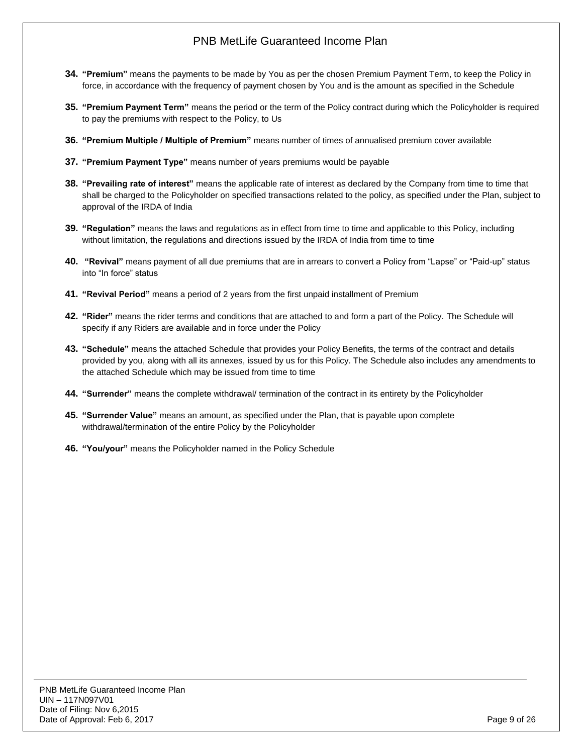34. **"Premium"** means the payments to be made by You as per the chosen Premium Payment Term, to keep the Policy in force, in accordance with the frequency of payment chosen by You and is the amount as specified in the Schedule

35. **"Premium Payment Term"** means the period or the term of the Policy contract during which the Policyholder is required to pay the premiums with respect to the Policy, to Us

36. **"Premium Multiple / Multiple of Premium"** means number of times of annualised premium cover available

37. **"Premium Payment Type"** means number of years premiums would be payable

38. **"Prevailing rate of interest"** means the applicable rate of interest as declared by the Company from time to time that shall be charged to the Policyholder on specified transactions related to the policy, as specified under the Plan, subject to approval of the IRDA of India

39. **"Regulation"** means the laws and regulations as in effect from time to time and applicable to this Policy, including without limitation, the regulations and directions issued by the IRDA of India from time to time

40. **"Revival"** means payment of all due premiums that are in arrears to convert a Policy from "Lapse" or "Paid-up" status into "In force" status

41. **"Revival Period"** means a period of 2 years from the first unpaid installment of Premium

42. **"Rider"** means the rider terms and conditions that are attached to and form a part of the Policy. The Schedule will specify if any Riders are available and in force under the Policy

43. **"Schedule"** means the attached Schedule that provides your Policy Benefits, the terms of the contract and details provided by you, along with all its annexes, issued by us for this Policy. The Schedule also includes any amendments to the attached Schedule which may be issued from time to time

44. **"Surrender"** means the complete withdrawal/ termination of the contract in its entirety by the Policyholder

45. **"Surrender Value"** means an amount, as specified under the Plan, that is payable upon complete withdrawal/termination of the entire Policy by the Policyholder

46. **"You/your"** means the Policyholder named in the Policy Schedule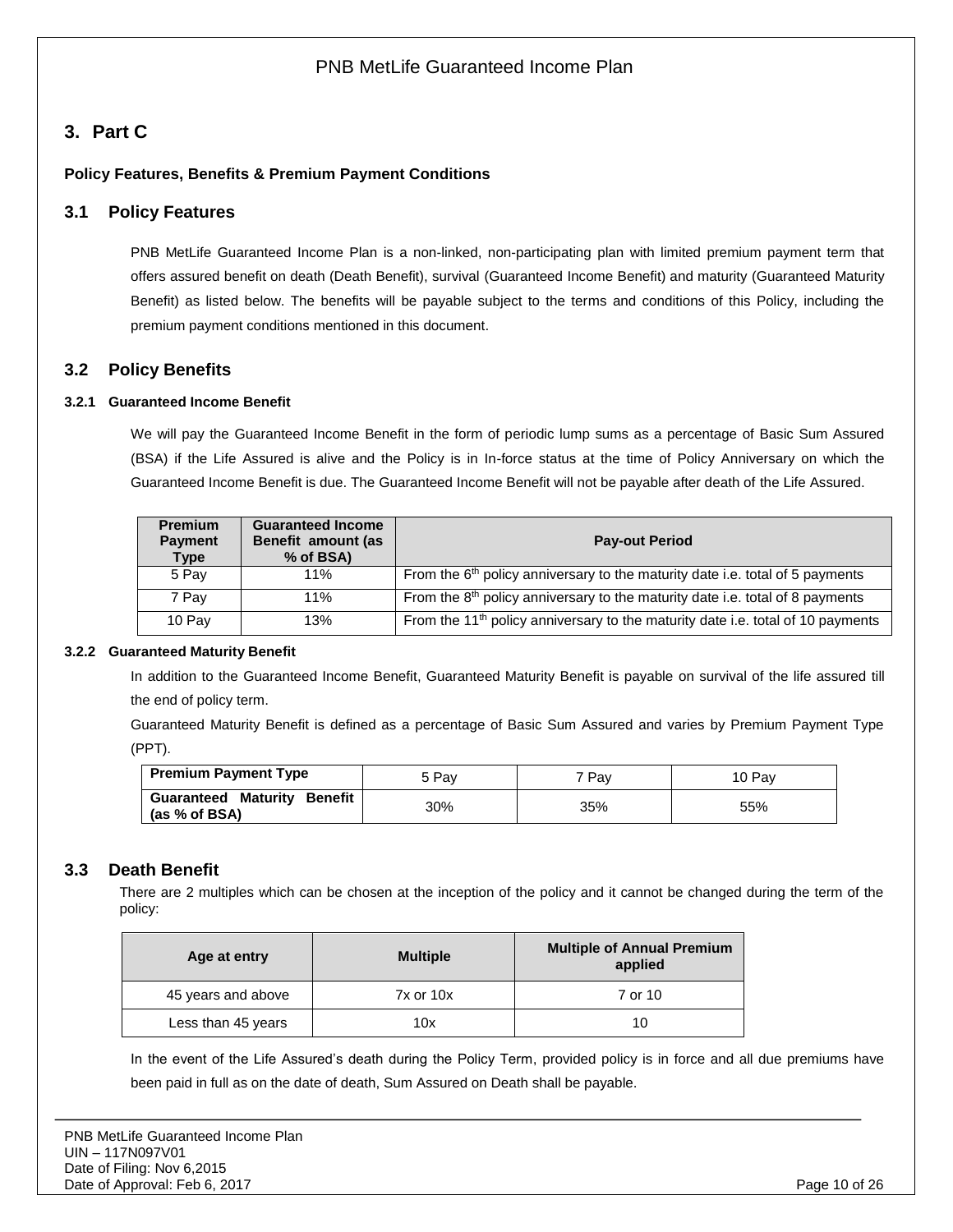## 3. Part C

**Policy Features, Benefits & Premium Payment Conditions**

### 3.1 Policy Features

PNB MetLife Guaranteed Income Plan is a non-linked, non-participating plan with limited premium payment term that offers assured benefit on death (Death Benefit), survival (Guaranteed Income Benefit) and maturity (Guaranteed Maturity Benefit) as listed below. The benefits will be payable subject to the terms and conditions of this Policy, including the premium payment conditions mentioned in this document.

### 3.2 Policy Benefits

#### 3.2.1 Guaranteed Income Benefit

We will pay the Guaranteed Income Benefit in the form of periodic lump sums as a percentage of Basic Sum Assured (BSA) if the Life Assured is alive and the Policy is in In-force status at the time of Policy Anniversary on which the Guaranteed Income Benefit is due. The Guaranteed Income Benefit will not be payable after death of the Life Assured.

| Premium Payment Type | Guaranteed Income Benefit amount (as % of BSA) | Pay-out Period |
|---|---|---|
| 5 Pay | 11% | From the 6th policy anniversary to the maturity date i.e. total of 5 payments |
| 7 Pay | 11% | From the 8th policy anniversary to the maturity date i.e. total of 8 payments |
| 10 Pay | 13% | From the 11th policy anniversary to the maturity date i.e. total of 10 payments |

#### 3.2.2 Guaranteed Maturity Benefit

In addition to the Guaranteed Income Benefit, Guaranteed Maturity Benefit is payable on survival of the life assured till the end of policy term.

Guaranteed Maturity Benefit is defined as a percentage of Basic Sum Assured and varies by Premium Payment Type (PPT).

| Premium Payment Type | 5 Pay | 7 Pay | 10 Pay |
|---|---|---|---|
| **Guaranteed Maturity Benefit (as % of BSA)** | 30% | 35% | 55% |

### 3.3 Death Benefit

There are 2 multiples which can be chosen at the inception of the policy and it cannot be changed during the term of the policy:

| Age at entry | Multiple | Multiple of Annual Premium applied |
|---|---|---|
| 45 years and above | 7x or 10x | 7 or 10 |
| Less than 45 years | 10x | 10 |

In the event of the Life Assured's death during the Policy Term, provided policy is in force and all due premiums have been paid in full as on the date of death, Sum Assured on Death shall be payable.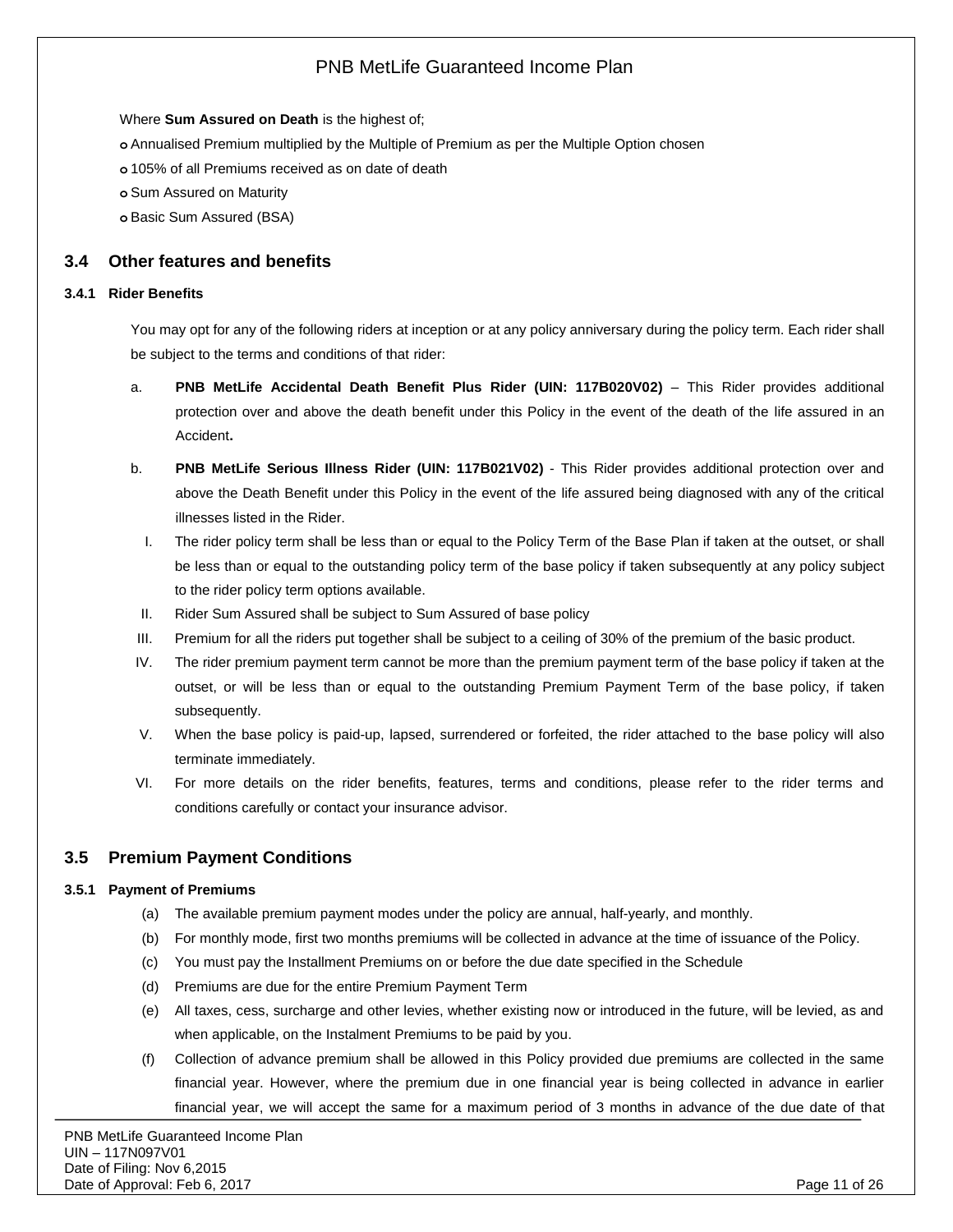Where **Sum Assured on Death** is the highest of;

- Annualised Premium multiplied by the Multiple of Premium as per the Multiple Option chosen
- 105% of all Premiums received as on date of death
- Sum Assured on Maturity
- Basic Sum Assured (BSA)

## 3.4 Other features and benefits

### 3.4.1 Rider Benefits

You may opt for any of the following riders at inception or at any policy anniversary during the policy term. Each rider shall be subject to the terms and conditions of that rider:

a. **PNB MetLife Accidental Death Benefit Plus Rider (UIN: 117B020V02)** – This Rider provides additional protection over and above the death benefit under this Policy in the event of the death of the life assured in an Accident**.**

b. **PNB MetLife Serious Illness Rider (UIN: 117B021V02)** - This Rider provides additional protection over and above the Death Benefit under this Policy in the event of the life assured being diagnosed with any of the critical illnesses listed in the Rider.

I. The rider policy term shall be less than or equal to the Policy Term of the Base Plan if taken at the outset, or shall be less than or equal to the outstanding policy term of the base policy if taken subsequently at any policy subject to the rider policy term options available.

II. Rider Sum Assured shall be subject to Sum Assured of base policy

III. Premium for all the riders put together shall be subject to a ceiling of 30% of the premium of the basic product.

IV. The rider premium payment term cannot be more than the premium payment term of the base policy if taken at the outset, or will be less than or equal to the outstanding Premium Payment Term of the base policy, if taken subsequently.

V. When the base policy is paid-up, lapsed, surrendered or forfeited, the rider attached to the base policy will also terminate immediately.

VI. For more details on the rider benefits, features, terms and conditions, please refer to the rider terms and conditions carefully or contact your insurance advisor.

## 3.5 Premium Payment Conditions

### 3.5.1 Payment of Premiums

(a) The available premium payment modes under the policy are annual, half-yearly, and monthly.

(b) For monthly mode, first two months premiums will be collected in advance at the time of issuance of the Policy.

(c) You must pay the Installment Premiums on or before the due date specified in the Schedule

(d) Premiums are due for the entire Premium Payment Term

(e) All taxes, cess, surcharge and other levies, whether existing now or introduced in the future, will be levied, as and when applicable, on the Instalment Premiums to be paid by you.

(f) Collection of advance premium shall be allowed in this Policy provided due premiums are collected in the same financial year. However, where the premium due in one financial year is being collected in advance in earlier financial year, we will accept the same for a maximum period of 3 months in advance of the due date of that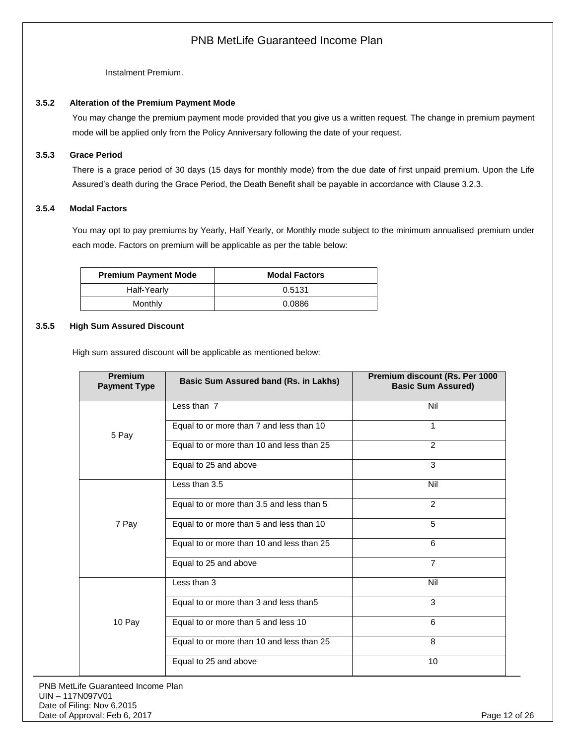Instalment Premium.

#### 3.5.2 Alteration of the Premium Payment Mode

You may change the premium payment mode provided that you give us a written request. The change in premium payment mode will be applied only from the Policy Anniversary following the date of your request.

#### 3.5.3 Grace Period

There is a grace period of 30 days (15 days for monthly mode) from the due date of first unpaid premium. Upon the Life Assured's death during the Grace Period, the Death Benefit shall be payable in accordance with Clause 3.2.3.

#### 3.5.4 Modal Factors

You may opt to pay premiums by Yearly, Half Yearly, or Monthly mode subject to the minimum annualised premium under each mode. Factors on premium will be applicable as per the table below:

| Premium Payment Mode | Modal Factors |
|---|---|
| Half-Yearly | 0.5131 |
| Monthly | 0.0886 |

#### 3.5.5 High Sum Assured Discount

High sum assured discount will be applicable as mentioned below:

| Premium Payment Type | Basic Sum Assured band (Rs. in Lakhs) | Premium discount (Rs. Per 1000 Basic Sum Assured) |
|---|---|---|
| 5 Pay | Less than 7 | Nil |
| | Equal to or more than 7 and less than 10 | 1 |
| | Equal to or more than 10 and less than 25 | 2 |
| | Equal to 25 and above | 3 |
| 7 Pay | Less than 3.5 | Nil |
| | Equal to or more than 3.5 and less than 5 | 2 |
| | Equal to or more than 5 and less than 10 | 5 |
| | Equal to or more than 10 and less than 25 | 6 |
| | Equal to 25 and above | 7 |
| 10 Pay | Less than 3 | Nil |
| | Equal to or more than 3 and less than5 | 3 |
| | Equal to or more than 5 and less 10 | 6 |
| | Equal to or more than 10 and less than 25 | 8 |
| | Equal to 25 and above | 10 |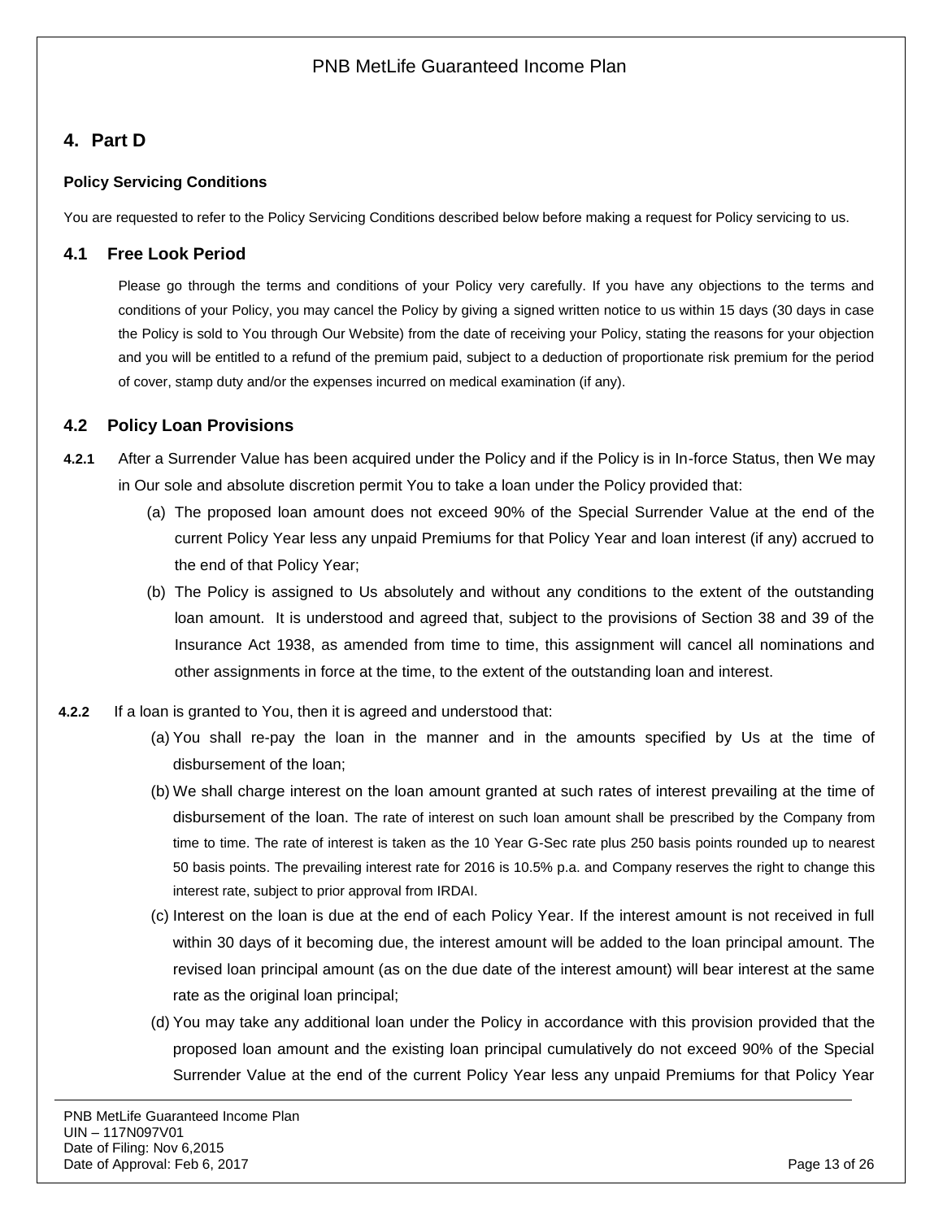## 4. Part D

**Policy Servicing Conditions**

You are requested to refer to the Policy Servicing Conditions described below before making a request for Policy servicing to us.

### 4.1 Free Look Period

Please go through the terms and conditions of your Policy very carefully. If you have any objections to the terms and conditions of your Policy, you may cancel the Policy by giving a signed written notice to us within 15 days (30 days in case the Policy is sold to You through Our Website) from the date of receiving your Policy, stating the reasons for your objection and you will be entitled to a refund of the premium paid, subject to a deduction of proportionate risk premium for the period of cover, stamp duty and/or the expenses incurred on medical examination (if any).

### 4.2 Policy Loan Provisions

**4.2.1** After a Surrender Value has been acquired under the Policy and if the Policy is in In-force Status, then We may in Our sole and absolute discretion permit You to take a loan under the Policy provided that:

(a) The proposed loan amount does not exceed 90% of the Special Surrender Value at the end of the current Policy Year less any unpaid Premiums for that Policy Year and loan interest (if any) accrued to the end of that Policy Year;

(b) The Policy is assigned to Us absolutely and without any conditions to the extent of the outstanding loan amount. It is understood and agreed that, subject to the provisions of Section 38 and 39 of the Insurance Act 1938, as amended from time to time, this assignment will cancel all nominations and other assignments in force at the time, to the extent of the outstanding loan and interest.

**4.2.2** If a loan is granted to You, then it is agreed and understood that:

(a) You shall re-pay the loan in the manner and in the amounts specified by Us at the time of disbursement of the loan;

(b) We shall charge interest on the loan amount granted at such rates of interest prevailing at the time of disbursement of the loan. The rate of interest on such loan amount shall be prescribed by the Company from time to time. The rate of interest is taken as the 10 Year G-Sec rate plus 250 basis points rounded up to nearest 50 basis points. The prevailing interest rate for 2016 is 10.5% p.a. and Company reserves the right to change this interest rate, subject to prior approval from IRDAI.

(c) Interest on the loan is due at the end of each Policy Year. If the interest amount is not received in full within 30 days of it becoming due, the interest amount will be added to the loan principal amount. The revised loan principal amount (as on the due date of the interest amount) will bear interest at the same rate as the original loan principal;

(d) You may take any additional loan under the Policy in accordance with this provision provided that the proposed loan amount and the existing loan principal cumulatively do not exceed 90% of the Special Surrender Value at the end of the current Policy Year less any unpaid Premiums for that Policy Year

PNB MetLife Guaranteed Income Plan
UIN – 117N097V01
Date of Filing: Nov 6,2015
Date of Approval: Feb 6, 2017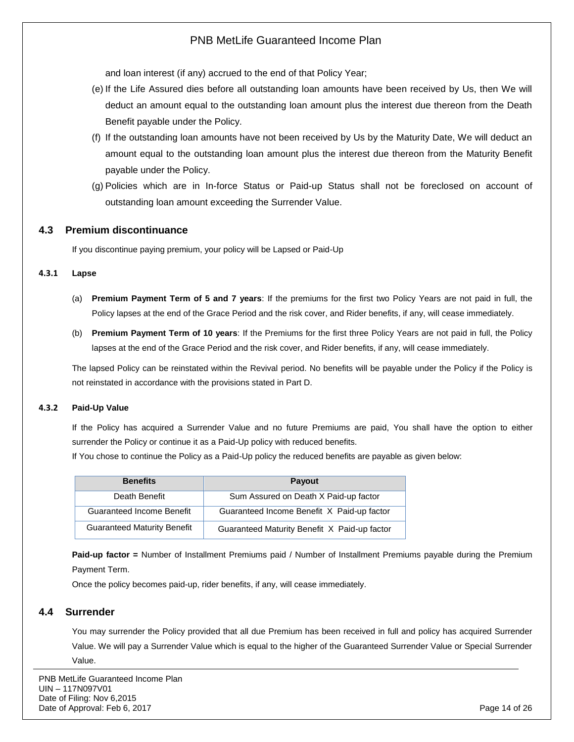and loan interest (if any) accrued to the end of that Policy Year;

(e) If the Life Assured dies before all outstanding loan amounts have been received by Us, then We will deduct an amount equal to the outstanding loan amount plus the interest due thereon from the Death Benefit payable under the Policy.

(f) If the outstanding loan amounts have not been received by Us by the Maturity Date, We will deduct an amount equal to the outstanding loan amount plus the interest due thereon from the Maturity Benefit payable under the Policy.

(g) Policies which are in In-force Status or Paid-up Status shall not be foreclosed on account of outstanding loan amount exceeding the Surrender Value.

## 4.3 Premium discontinuance

If you discontinue paying premium, your policy will be Lapsed or Paid-Up

### 4.3.1 Lapse

(a) **Premium Payment Term of 5 and 7 years**: If the premiums for the first two Policy Years are not paid in full, the Policy lapses at the end of the Grace Period and the risk cover, and Rider benefits, if any, will cease immediately.

(b) **Premium Payment Term of 10 years**: If the Premiums for the first three Policy Years are not paid in full, the Policy lapses at the end of the Grace Period and the risk cover, and Rider benefits, if any, will cease immediately.

The lapsed Policy can be reinstated within the Revival period. No benefits will be payable under the Policy if the Policy is not reinstated in accordance with the provisions stated in Part D.

### 4.3.2 Paid-Up Value

If the Policy has acquired a Surrender Value and no future Premiums are paid, You shall have the option to either surrender the Policy or continue it as a Paid-Up policy with reduced benefits.

If You chose to continue the Policy as a Paid-Up policy the reduced benefits are payable as given below:

| Benefits | Payout |
|---|---|
| Death Benefit | Sum Assured on Death X Paid-up factor |
| Guaranteed Income Benefit | Guaranteed Income Benefit X Paid-up factor |
| Guaranteed Maturity Benefit | Guaranteed Maturity Benefit X Paid-up factor |

**Paid-up factor =** Number of Installment Premiums paid / Number of Installment Premiums payable during the Premium Payment Term.

Once the policy becomes paid-up, rider benefits, if any, will cease immediately.

## 4.4 Surrender

You may surrender the Policy provided that all due Premium has been received in full and policy has acquired Surrender Value. We will pay a Surrender Value which is equal to the higher of the Guaranteed Surrender Value or Special Surrender Value.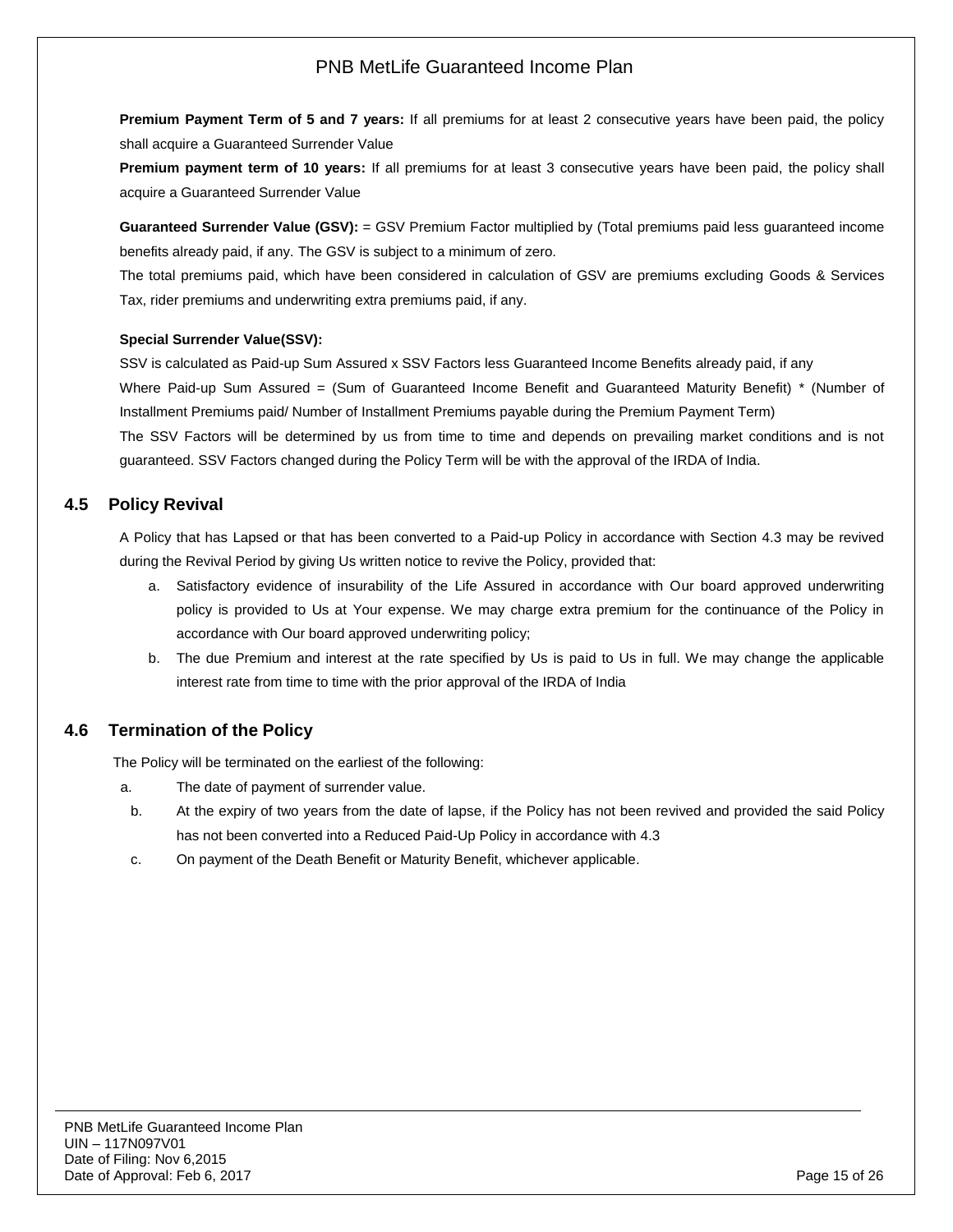**Premium Payment Term of 5 and 7 years:** If all premiums for at least 2 consecutive years have been paid, the policy shall acquire a Guaranteed Surrender Value

**Premium payment term of 10 years:** If all premiums for at least 3 consecutive years have been paid, the policy shall acquire a Guaranteed Surrender Value

**Guaranteed Surrender Value (GSV):** = GSV Premium Factor multiplied by (Total premiums paid less guaranteed income benefits already paid, if any. The GSV is subject to a minimum of zero.

The total premiums paid, which have been considered in calculation of GSV are premiums excluding Goods & Services Tax, rider premiums and underwriting extra premiums paid, if any.

**Special Surrender Value(SSV):**

SSV is calculated as Paid-up Sum Assured x SSV Factors less Guaranteed Income Benefits already paid, if any

Where Paid-up Sum Assured = (Sum of Guaranteed Income Benefit and Guaranteed Maturity Benefit) * (Number of Installment Premiums paid/ Number of Installment Premiums payable during the Premium Payment Term)

The SSV Factors will be determined by us from time to time and depends on prevailing market conditions and is not guaranteed. SSV Factors changed during the Policy Term will be with the approval of the IRDA of India.

## 4.5 Policy Revival

A Policy that has Lapsed or that has been converted to a Paid-up Policy in accordance with Section 4.3 may be revived during the Revival Period by giving Us written notice to revive the Policy, provided that:

a. Satisfactory evidence of insurability of the Life Assured in accordance with Our board approved underwriting policy is provided to Us at Your expense. We may charge extra premium for the continuance of the Policy in accordance with Our board approved underwriting policy;

b. The due Premium and interest at the rate specified by Us is paid to Us in full. We may change the applicable interest rate from time to time with the prior approval of the IRDA of India

## 4.6 Termination of the Policy

The Policy will be terminated on the earliest of the following:

a. The date of payment of surrender value.

b. At the expiry of two years from the date of lapse, if the Policy has not been revived and provided the said Policy has not been converted into a Reduced Paid-Up Policy in accordance with 4.3

c. On payment of the Death Benefit or Maturity Benefit, whichever applicable.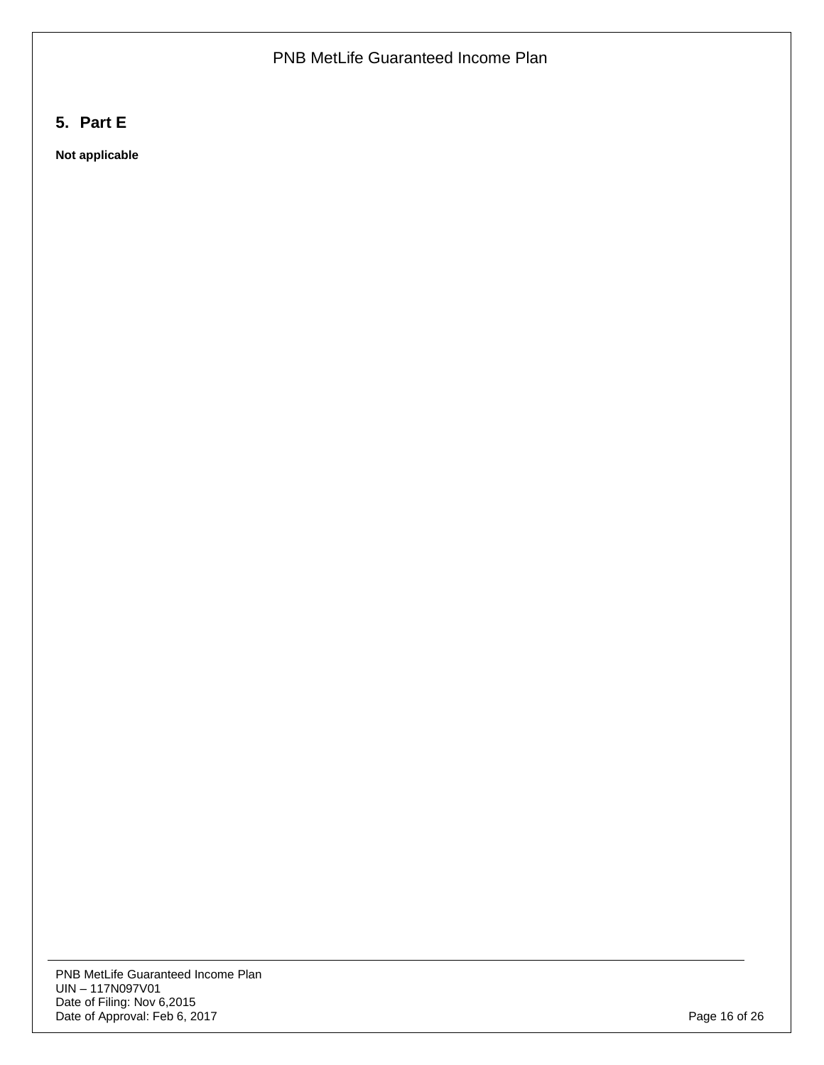## 5. Part E

**Not applicable**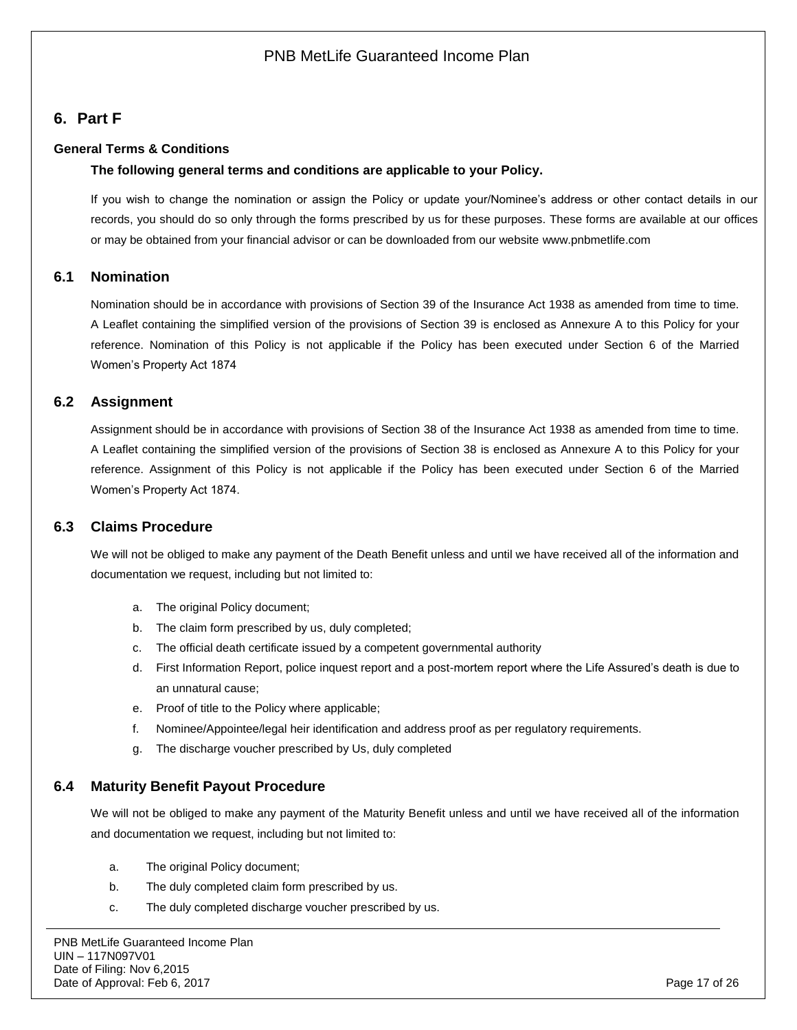## 6. Part F

### General Terms & Conditions

**The following general terms and conditions are applicable to your Policy.**

If you wish to change the nomination or assign the Policy or update your/Nominee's address or other contact details in our records, you should do so only through the forms prescribed by us for these purposes. These forms are available at our offices or may be obtained from your financial advisor or can be downloaded from our website www.pnbmetlife.com

### 6.1 Nomination

Nomination should be in accordance with provisions of Section 39 of the Insurance Act 1938 as amended from time to time. A Leaflet containing the simplified version of the provisions of Section 39 is enclosed as Annexure A to this Policy for your reference. Nomination of this Policy is not applicable if the Policy has been executed under Section 6 of the Married Women's Property Act 1874

### 6.2 Assignment

Assignment should be in accordance with provisions of Section 38 of the Insurance Act 1938 as amended from time to time. A Leaflet containing the simplified version of the provisions of Section 38 is enclosed as Annexure A to this Policy for your reference. Assignment of this Policy is not applicable if the Policy has been executed under Section 6 of the Married Women's Property Act 1874.

### 6.3 Claims Procedure

We will not be obliged to make any payment of the Death Benefit unless and until we have received all of the information and documentation we request, including but not limited to:

a. The original Policy document;
b. The claim form prescribed by us, duly completed;
c. The official death certificate issued by a competent governmental authority
d. First Information Report, police inquest report and a post-mortem report where the Life Assured's death is due to an unnatural cause;
e. Proof of title to the Policy where applicable;
f. Nominee/Appointee/legal heir identification and address proof as per regulatory requirements.
g. The discharge voucher prescribed by Us, duly completed

### 6.4 Maturity Benefit Payout Procedure

We will not be obliged to make any payment of the Maturity Benefit unless and until we have received all of the information and documentation we request, including but not limited to:

a. The original Policy document;
b. The duly completed claim form prescribed by us.
c. The duly completed discharge voucher prescribed by us.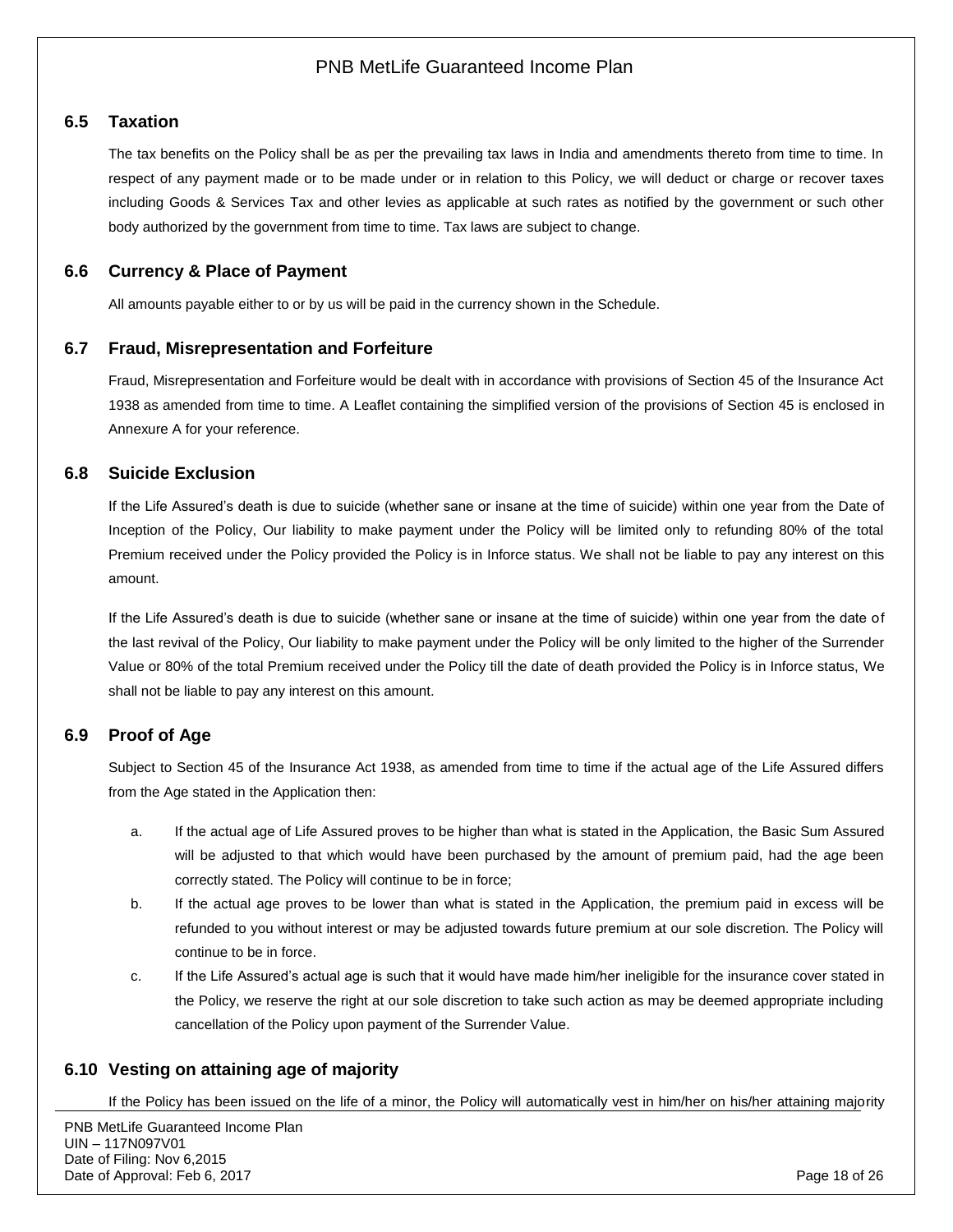### 6.5 Taxation

The tax benefits on the Policy shall be as per the prevailing tax laws in India and amendments thereto from time to time. In respect of any payment made or to be made under or in relation to this Policy, we will deduct or charge or recover taxes including Goods & Services Tax and other levies as applicable at such rates as notified by the government or such other body authorized by the government from time to time. Tax laws are subject to change.

### 6.6 Currency & Place of Payment

All amounts payable either to or by us will be paid in the currency shown in the Schedule.

### 6.7 Fraud, Misrepresentation and Forfeiture

Fraud, Misrepresentation and Forfeiture would be dealt with in accordance with provisions of Section 45 of the Insurance Act 1938 as amended from time to time. A Leaflet containing the simplified version of the provisions of Section 45 is enclosed in Annexure A for your reference.

### 6.8 Suicide Exclusion

If the Life Assured's death is due to suicide (whether sane or insane at the time of suicide) within one year from the Date of Inception of the Policy, Our liability to make payment under the Policy will be limited only to refunding 80% of the total Premium received under the Policy provided the Policy is in Inforce status. We shall not be liable to pay any interest on this amount.

If the Life Assured's death is due to suicide (whether sane or insane at the time of suicide) within one year from the date of the last revival of the Policy, Our liability to make payment under the Policy will be only limited to the higher of the Surrender Value or 80% of the total Premium received under the Policy till the date of death provided the Policy is in Inforce status, We shall not be liable to pay any interest on this amount.

### 6.9 Proof of Age

Subject to Section 45 of the Insurance Act 1938, as amended from time to time if the actual age of the Life Assured differs from the Age stated in the Application then:

a. If the actual age of Life Assured proves to be higher than what is stated in the Application, the Basic Sum Assured will be adjusted to that which would have been purchased by the amount of premium paid, had the age been correctly stated. The Policy will continue to be in force;

b. If the actual age proves to be lower than what is stated in the Application, the premium paid in excess will be refunded to you without interest or may be adjusted towards future premium at our sole discretion. The Policy will continue to be in force.

c. If the Life Assured's actual age is such that it would have made him/her ineligible for the insurance cover stated in the Policy, we reserve the right at our sole discretion to take such action as may be deemed appropriate including cancellation of the Policy upon payment of the Surrender Value.

### 6.10 Vesting on attaining age of majority

If the Policy has been issued on the life of a minor, the Policy will automatically vest in him/her on his/her attaining majority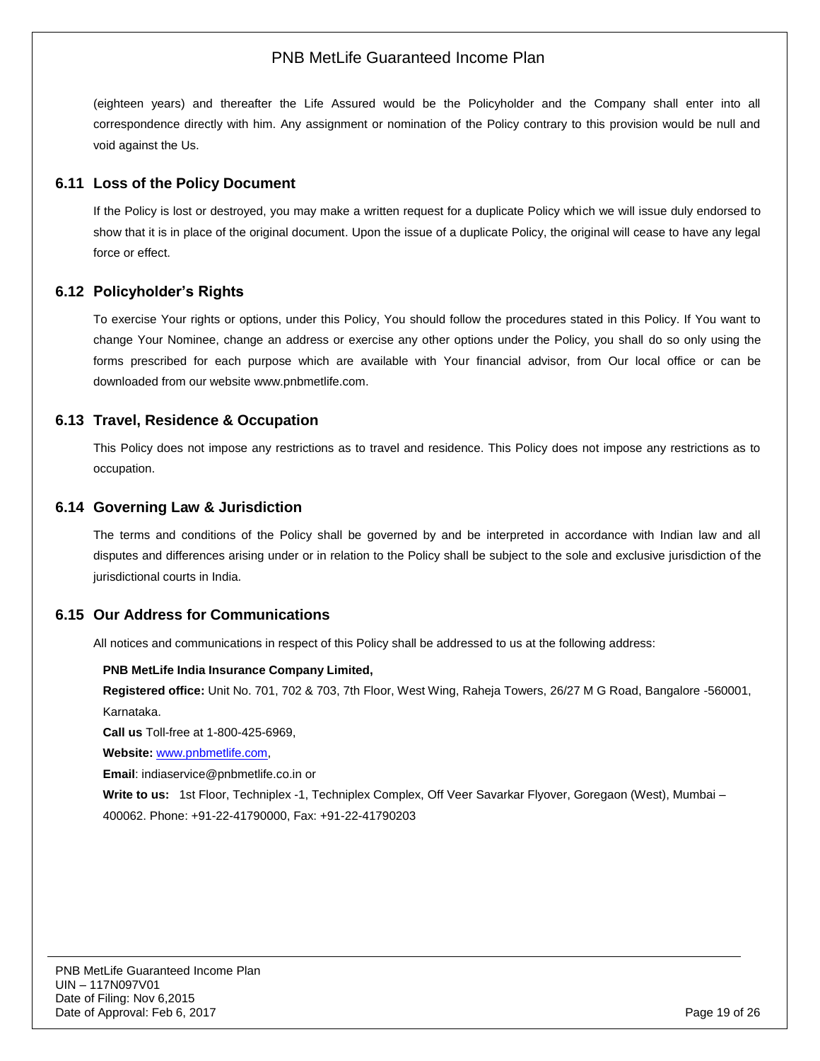(eighteen years) and thereafter the Life Assured would be the Policyholder and the Company shall enter into all correspondence directly with him. Any assignment or nomination of the Policy contrary to this provision would be null and void against the Us.

### 6.11 Loss of the Policy Document

If the Policy is lost or destroyed, you may make a written request for a duplicate Policy which we will issue duly endorsed to show that it is in place of the original document. Upon the issue of a duplicate Policy, the original will cease to have any legal force or effect.

### 6.12 Policyholder's Rights

To exercise Your rights or options, under this Policy, You should follow the procedures stated in this Policy. If You want to change Your Nominee, change an address or exercise any other options under the Policy, you shall do so only using the forms prescribed for each purpose which are available with Your financial advisor, from Our local office or can be downloaded from our website www.pnbmetlife.com.

### 6.13 Travel, Residence & Occupation

This Policy does not impose any restrictions as to travel and residence. This Policy does not impose any restrictions as to occupation.

### 6.14 Governing Law & Jurisdiction

The terms and conditions of the Policy shall be governed by and be interpreted in accordance with Indian law and all disputes and differences arising under or in relation to the Policy shall be subject to the sole and exclusive jurisdiction of the jurisdictional courts in India.

### 6.15 Our Address for Communications

All notices and communications in respect of this Policy shall be addressed to us at the following address:

**PNB MetLife India Insurance Company Limited,**

**Registered office:** Unit No. 701, 702 & 703, 7th Floor, West Wing, Raheja Towers, 26/27 M G Road, Bangalore -560001, Karnataka.

**Call us** Toll-free at 1-800-425-6969,

**Website:** www.pnbmetlife.com,

**Email**: indiaservice@pnbmetlife.co.in or

**Write to us:** 1st Floor, Techniplex -1, Techniplex Complex, Off Veer Savarkar Flyover, Goregaon (West), Mumbai – 400062. Phone: +91-22-41790000, Fax: +91-22-41790203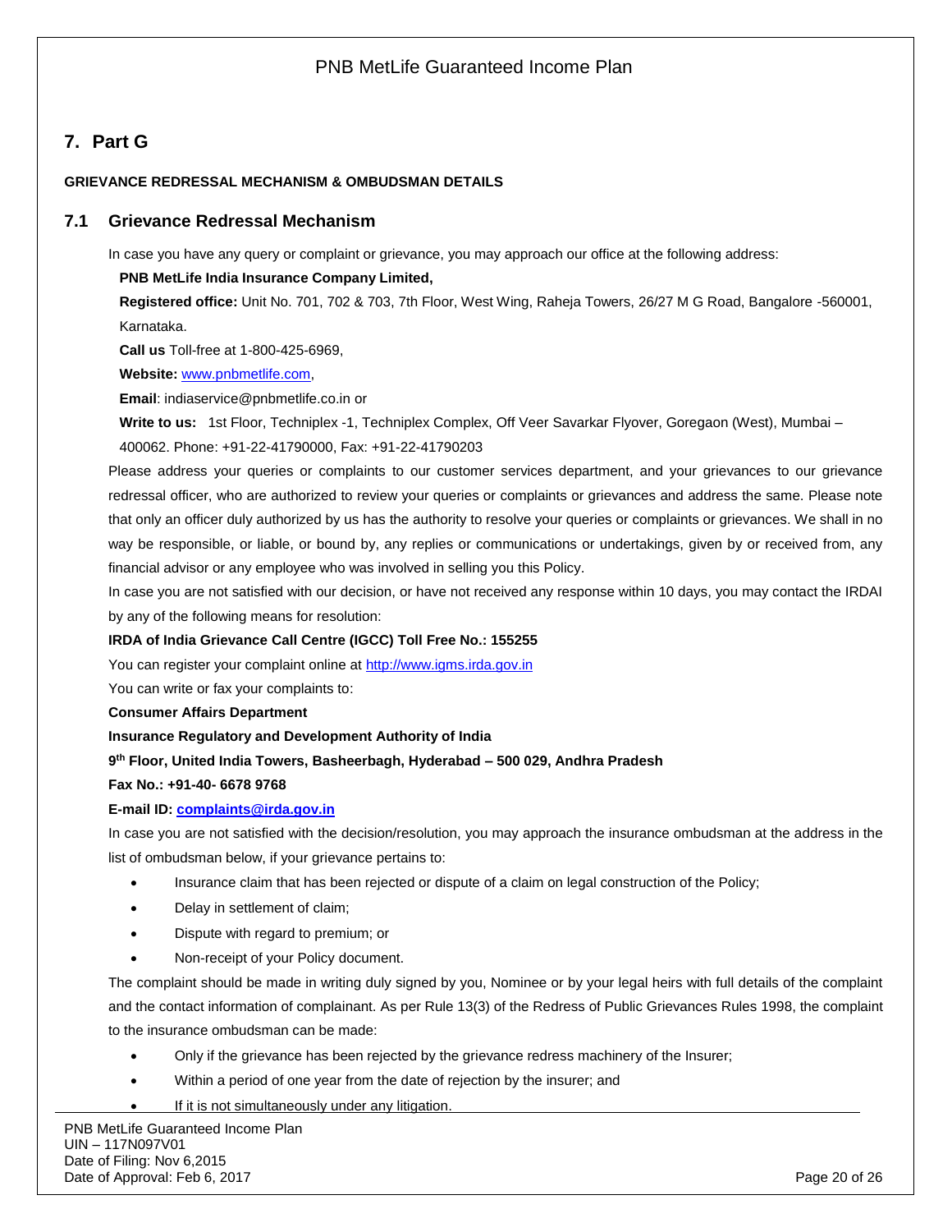## 7. Part G

**GRIEVANCE REDRESSAL MECHANISM & OMBUDSMAN DETAILS**

### 7.1 Grievance Redressal Mechanism

In case you have any query or complaint or grievance, you may approach our office at the following address:

**PNB MetLife India Insurance Company Limited,**

**Registered office:** Unit No. 701, 702 & 703, 7th Floor, West Wing, Raheja Towers, 26/27 M G Road, Bangalore -560001, Karnataka.

**Call us** Toll-free at 1-800-425-6969,

**Website:** www.pnbmetlife.com,

**Email**: indiaservice@pnbmetlife.co.in or

**Write to us:** 1st Floor, Techniplex -1, Techniplex Complex, Off Veer Savarkar Flyover, Goregaon (West), Mumbai – 400062. Phone: +91-22-41790000, Fax: +91-22-41790203

Please address your queries or complaints to our customer services department, and your grievances to our grievance redressal officer, who are authorized to review your queries or complaints or grievances and address the same. Please note that only an officer duly authorized by us has the authority to resolve your queries or complaints or grievances. We shall in no way be responsible, or liable, or bound by, any replies or communications or undertakings, given by or received from, any financial advisor or any employee who was involved in selling you this Policy.

In case you are not satisfied with our decision, or have not received any response within 10 days, you may contact the IRDAI by any of the following means for resolution:

**IRDA of India Grievance Call Centre (IGCC) Toll Free No.: 155255**

You can register your complaint online at http://www.igms.irda.gov.in

You can write or fax your complaints to:

**Consumer Affairs Department**

**Insurance Regulatory and Development Authority of India**

**9th Floor, United India Towers, Basheerbagh, Hyderabad – 500 029, Andhra Pradesh**

**Fax No.: +91-40- 6678 9768**

**E-mail ID: complaints@irda.gov.in**

In case you are not satisfied with the decision/resolution, you may approach the insurance ombudsman at the address in the list of ombudsman below, if your grievance pertains to:

- Insurance claim that has been rejected or dispute of a claim on legal construction of the Policy;
- Delay in settlement of claim;
- Dispute with regard to premium; or
- Non-receipt of your Policy document.

The complaint should be made in writing duly signed by you, Nominee or by your legal heirs with full details of the complaint and the contact information of complainant. As per Rule 13(3) of the Redress of Public Grievances Rules 1998, the complaint to the insurance ombudsman can be made:

- Only if the grievance has been rejected by the grievance redress machinery of the Insurer;
- Within a period of one year from the date of rejection by the insurer; and
- If it is not simultaneously under any litigation.

PNB MetLife Guaranteed Income Plan
UIN – 117N097V01
Date of Filing: Nov 6,2015
Date of Approval: Feb 6, 2017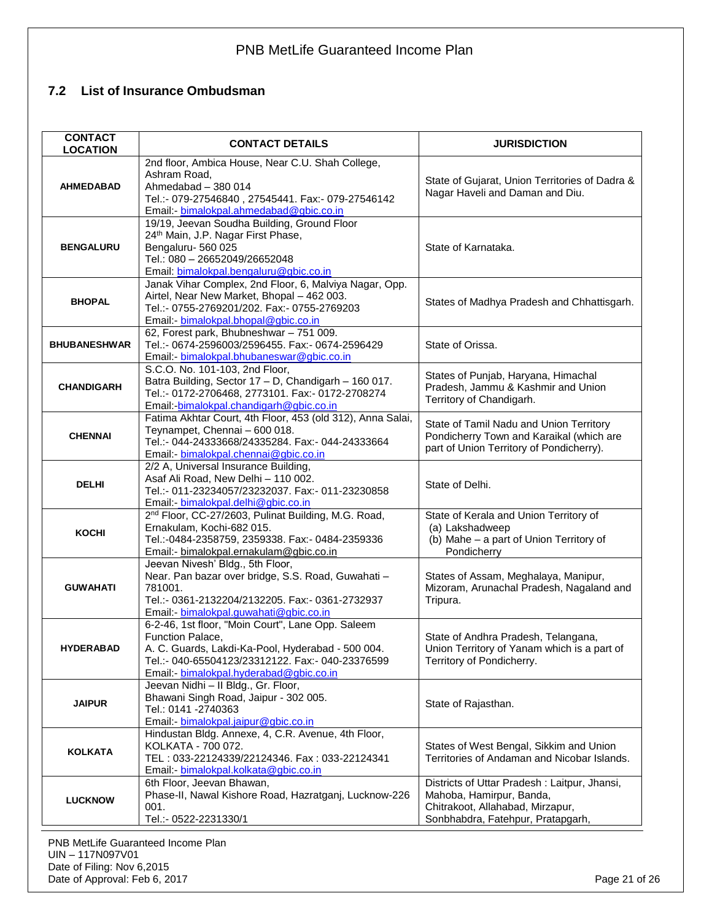## 7.2 List of Insurance Ombudsman

| CONTACT LOCATION | CONTACT DETAILS | JURISDICTION |
|---|---|---|
| **AHMEDABAD** | 2nd floor, Ambica House, Near C.U. Shah College, Ashram Road, Ahmedabad – 380 014 Tel.:- 079-27546840 , 27545441. Fax:- 079-27546142 Email:- bimalokpal.ahmedabad@gbic.co.in | State of Gujarat, Union Territories of Dadra & Nagar Haveli and Daman and Diu. |
| **BENGALURU** | 19/19, Jeevan Soudha Building, Ground Floor 24th Main, J.P. Nagar First Phase, Bengaluru- 560 025 Tel.: 080 – 26652049/26652048 Email: bimalokpal.bengaluru@gbic.co.in | State of Karnataka. |
| **BHOPAL** | Janak Vihar Complex, 2nd Floor, 6, Malviya Nagar, Opp. Airtel, Near New Market, Bhopal – 462 003. Tel.:- 0755-2769201/202. Fax:- 0755-2769203 Email:- bimalokpal.bhopal@gbic.co.in | States of Madhya Pradesh and Chhattisgarh. |
| **BHUBANESHWAR** | 62, Forest park, Bhubneshwar – 751 009. Tel.:- 0674-2596003/2596455. Fax:- 0674-2596429 Email:- bimalokpal.bhubaneswar@gbic.co.in | State of Orissa. |
| **CHANDIGARH** | S.C.O. No. 101-103, 2nd Floor, Batra Building, Sector 17 – D, Chandigarh – 160 017. Tel.:- 0172-2706468, 2773101. Fax:- 0172-2708274 Email:-bimalokpal.chandigarh@gbic.co.in | States of Punjab, Haryana, Himachal Pradesh, Jammu & Kashmir and Union Territory of Chandigarh. |
| **CHENNAI** | Fatima Akhtar Court, 4th Floor, 453 (old 312), Anna Salai, Teynampet, Chennai – 600 018. Tel.:- 044-24333668/24335284. Fax:- 044-24333664 Email:- bimalokpal.chennai@gbic.co.in | State of Tamil Nadu and Union Territory Pondicherry Town and Karaikal (which are part of Union Territory of Pondicherry). |
| **DELHI** | 2/2 A, Universal Insurance Building, Asaf Ali Road, New Delhi – 110 002. Tel.:- 011-23234057/23232037. Fax:- 011-23230858 Email:- bimalokpal.delhi@gbic.co.in | State of Delhi. |
| **KOCHI** | 2nd Floor, CC-27/2603, Pulinat Building, M.G. Road, Ernakulam, Kochi-682 015. Tel.:-0484-2358759, 2359338. Fax:- 0484-2359336 Email:- bimalokpal.ernakulam@gbic.co.in | State of Kerala and Union Territory of (a) Lakshadweep (b) Mahe – a part of Union Territory of Pondicherry |
| **GUWAHATI** | Jeevan Nivesh' Bldg., 5th Floor, Near. Pan bazar over bridge, S.S. Road, Guwahati – 781001. Tel.:- 0361-2132204/2132205. Fax:- 0361-2732937 Email:- bimalokpal.guwahati@gbic.co.in | States of Assam, Meghalaya, Manipur, Mizoram, Arunachal Pradesh, Nagaland and Tripura. |
| **HYDERABAD** | 6-2-46, 1st floor, "Moin Court", Lane Opp. Saleem Function Palace, A. C. Guards, Lakdi-Ka-Pool, Hyderabad - 500 004. Tel.:- 040-65504123/23312122. Fax:- 040-23376599 Email:- bimalokpal.hyderabad@gbic.co.in | State of Andhra Pradesh, Telangana, Union Territory of Yanam which is a part of Territory of Pondicherry. |
| **JAIPUR** | Jeevan Nidhi – II Bldg., Gr. Floor, Bhawani Singh Road, Jaipur - 302 005. Tel.: 0141 -2740363 Email:- bimalokpal.jaipur@gbic.co.in | State of Rajasthan. |
| **KOLKATA** | Hindustan Bldg. Annexe, 4, C.R. Avenue, 4th Floor, KOLKATA - 700 072. TEL : 033-22124339/22124346. Fax : 033-22124341 Email:- bimalokpal.kolkata@gbic.co.in | States of West Bengal, Sikkim and Union Territories of Andaman and Nicobar Islands. |
| **LUCKNOW** | 6th Floor, Jeevan Bhawan, Phase-II, Nawal Kishore Road, Hazratganj, Lucknow-226 001. Tel.:- 0522-2231330/1 | Districts of Uttar Pradesh : Laitpur, Jhansi, Mahoba, Hamirpur, Banda, Chitrakoot, Allahabad, Mirzapur, Sonbhabdra, Fatehpur, Pratapgarh, |

PNB MetLife Guaranteed Income Plan
UIN – 117N097V01
Date of Filing: Nov 6,2015
Date of Approval: Feb 6, 2017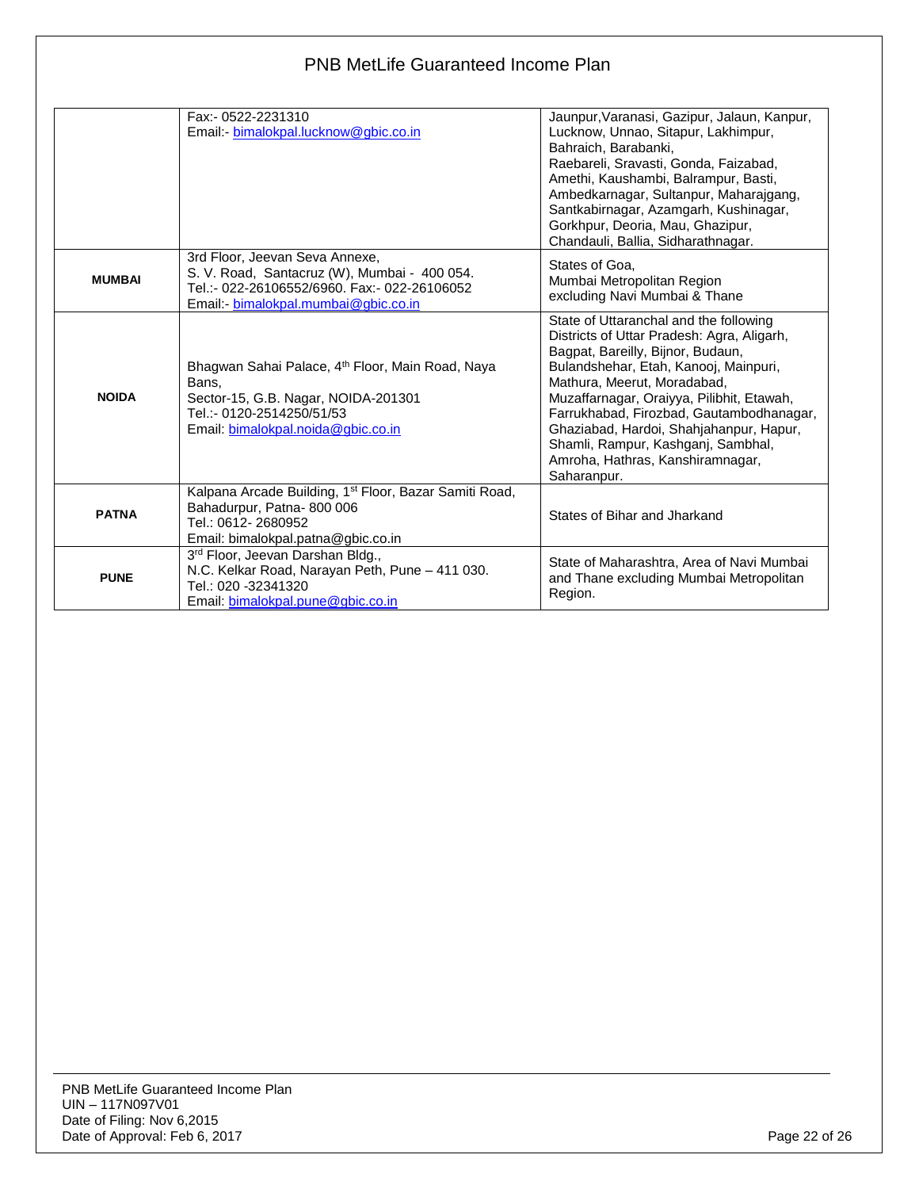| | | |
|---|---|---|
| | Fax:- 0522-2231310<br>Email:- bimalokpal.lucknow@gbic.co.in | Jaunpur,Varanasi, Gazipur, Jalaun, Kanpur, Lucknow, Unnao, Sitapur, Lakhimpur, Bahraich, Barabanki, Raebareli, Sravasti, Gonda, Faizabad, Amethi, Kaushambi, Balrampur, Basti, Ambedkarnagar, Sultanpur, Maharajgang, Santkabirnagar, Azamgarh, Kushinagar, Gorkhpur, Deoria, Mau, Ghazipur, Chandauli, Ballia, Sidharathnagar. |
| **MUMBAI** | 3rd Floor, Jeevan Seva Annexe,<br>S. V. Road, Santacruz (W), Mumbai - 400 054.<br>Tel.:- 022-26106552/6960. Fax:- 022-26106052<br>Email:- bimalokpal.mumbai@gbic.co.in | States of Goa,<br>Mumbai Metropolitan Region excluding Navi Mumbai & Thane |
| **NOIDA** | Bhagwan Sahai Palace, 4th Floor, Main Road, Naya Bans,<br>Sector-15, G.B. Nagar, NOIDA-201301<br>Tel.:- 0120-2514250/51/53<br>Email: bimalokpal.noida@gbic.co.in | State of Uttaranchal and the following Districts of Uttar Pradesh: Agra, Aligarh, Bagpat, Bareilly, Bijnor, Budaun, Bulandshehar, Etah, Kanooj, Mainpuri, Mathura, Meerut, Moradabad, Muzaffarnagar, Oraiyya, Pilibhit, Etawah, Farrukhabad, Firozbad, Gautambodhanagar, Ghaziabad, Hardoi, Shahjahanpur, Hapur, Shamli, Rampur, Kashganj, Sambhal, Amroha, Hathras, Kanshiramnagar, Saharanpur. |
| **PATNA** | Kalpana Arcade Building, 1st Floor, Bazar Samiti Road,<br>Bahadurpur, Patna- 800 006<br>Tel.: 0612- 2680952<br>Email: bimalokpal.patna@gbic.co.in | States of Bihar and Jharkand |
| **PUNE** | 3rd Floor, Jeevan Darshan Bldg.,<br>N.C. Kelkar Road, Narayan Peth, Pune – 411 030.<br>Tel.: 020 -32341320<br>Email: bimalokpal.pune@gbic.co.in | State of Maharashtra, Area of Navi Mumbai and Thane excluding Mumbai Metropolitan Region. |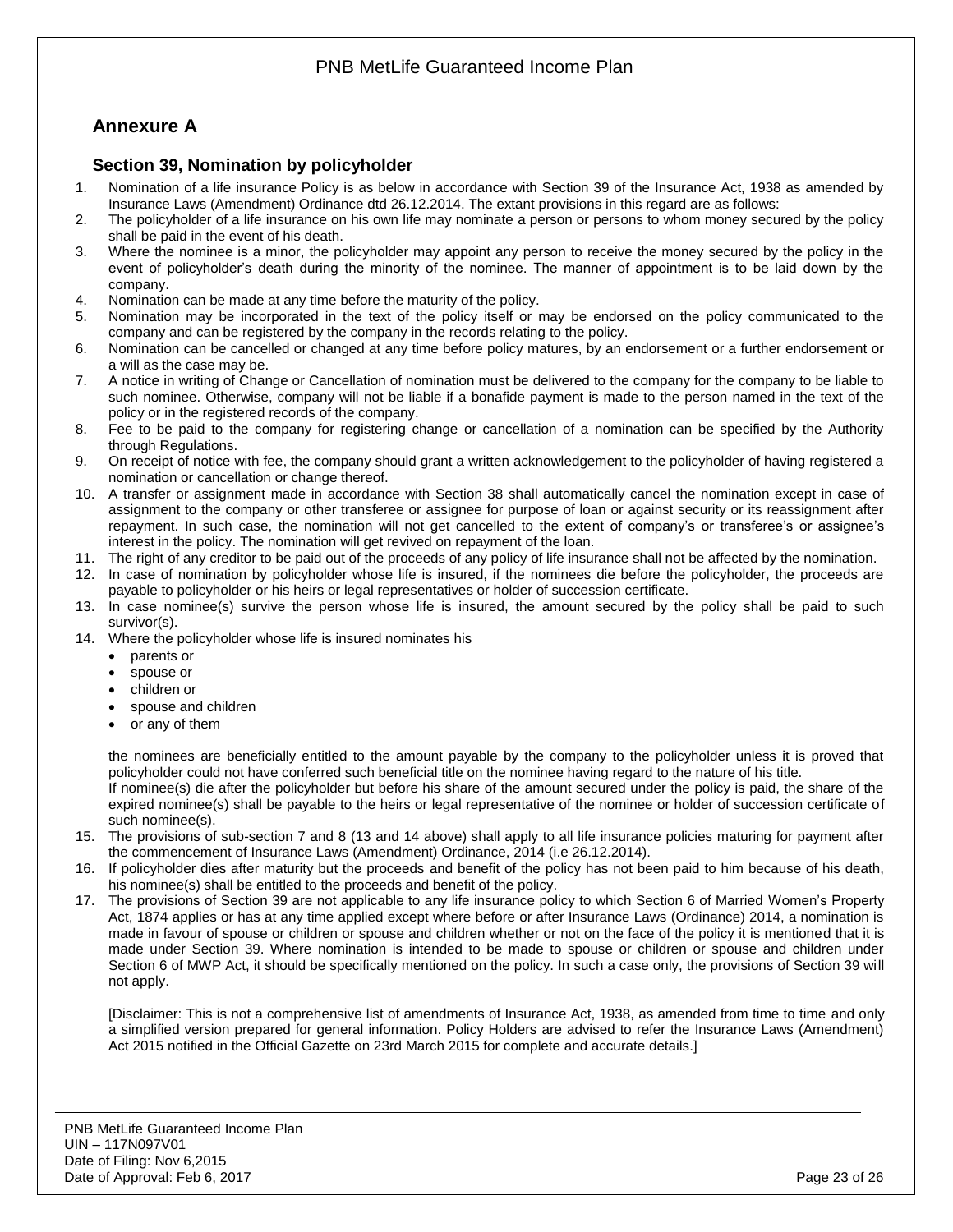## Annexure A

### Section 39, Nomination by policyholder

1. Nomination of a life insurance Policy is as below in accordance with Section 39 of the Insurance Act, 1938 as amended by Insurance Laws (Amendment) Ordinance dtd 26.12.2014. The extant provisions in this regard are as follows:
2. The policyholder of a life insurance on his own life may nominate a person or persons to whom money secured by the policy shall be paid in the event of his death.
3. Where the nominee is a minor, the policyholder may appoint any person to receive the money secured by the policy in the event of policyholder's death during the minority of the nominee. The manner of appointment is to be laid down by the company.
4. Nomination can be made at any time before the maturity of the policy.
5. Nomination may be incorporated in the text of the policy itself or may be endorsed on the policy communicated to the company and can be registered by the company in the records relating to the policy.
6. Nomination can be cancelled or changed at any time before policy matures, by an endorsement or a further endorsement or a will as the case may be.
7. A notice in writing of Change or Cancellation of nomination must be delivered to the company for the company to be liable to such nominee. Otherwise, company will not be liable if a bonafide payment is made to the person named in the text of the policy or in the registered records of the company.
8. Fee to be paid to the company for registering change or cancellation of a nomination can be specified by the Authority through Regulations.
9. On receipt of notice with fee, the company should grant a written acknowledgement to the policyholder of having registered a nomination or cancellation or change thereof.
10. A transfer or assignment made in accordance with Section 38 shall automatically cancel the nomination except in case of assignment to the company or other transferee or assignee for purpose of loan or against security or its reassignment after repayment. In such case, the nomination will not get cancelled to the extent of company's or transferee's or assignee's interest in the policy. The nomination will get revived on repayment of the loan.
11. The right of any creditor to be paid out of the proceeds of any policy of life insurance shall not be affected by the nomination.
12. In case of nomination by policyholder whose life is insured, if the nominees die before the policyholder, the proceeds are payable to policyholder or his heirs or legal representatives or holder of succession certificate.
13. In case nominee(s) survive the person whose life is insured, the amount secured by the policy shall be paid to such survivor(s).
14. Where the policyholder whose life is insured nominates his
    - parents or
    - spouse or
    - children or
    - spouse and children
    - or any of them

    the nominees are beneficially entitled to the amount payable by the company to the policyholder unless it is proved that policyholder could not have conferred such beneficial title on the nominee having regard to the nature of his title.
    If nominee(s) die after the policyholder but before his share of the amount secured under the policy is paid, the share of the expired nominee(s) shall be payable to the heirs or legal representative of the nominee or holder of succession certificate of such nominee(s).
15. The provisions of sub-section 7 and 8 (13 and 14 above) shall apply to all life insurance policies maturing for payment after the commencement of Insurance Laws (Amendment) Ordinance, 2014 (i.e 26.12.2014).
16. If policyholder dies after maturity but the proceeds and benefit of the policy has not been paid to him because of his death, his nominee(s) shall be entitled to the proceeds and benefit of the policy.
17. The provisions of Section 39 are not applicable to any life insurance policy to which Section 6 of Married Women's Property Act, 1874 applies or has at any time applied except where before or after Insurance Laws (Ordinance) 2014, a nomination is made in favour of spouse or children or spouse and children whether or not on the face of the policy it is mentioned that it is made under Section 39. Where nomination is intended to be made to spouse or children or spouse and children under Section 6 of MWP Act, it should be specifically mentioned on the policy. In such a case only, the provisions of Section 39 will not apply.

    [Disclaimer: This is not a comprehensive list of amendments of Insurance Act, 1938, as amended from time to time and only a simplified version prepared for general information. Policy Holders are advised to refer the Insurance Laws (Amendment) Act 2015 notified in the Official Gazette on 23rd March 2015 for complete and accurate details.]

PNB MetLife Guaranteed Income Plan
UIN – 117N097V01
Date of Filing: Nov 6,2015
Date of Approval: Feb 6, 2017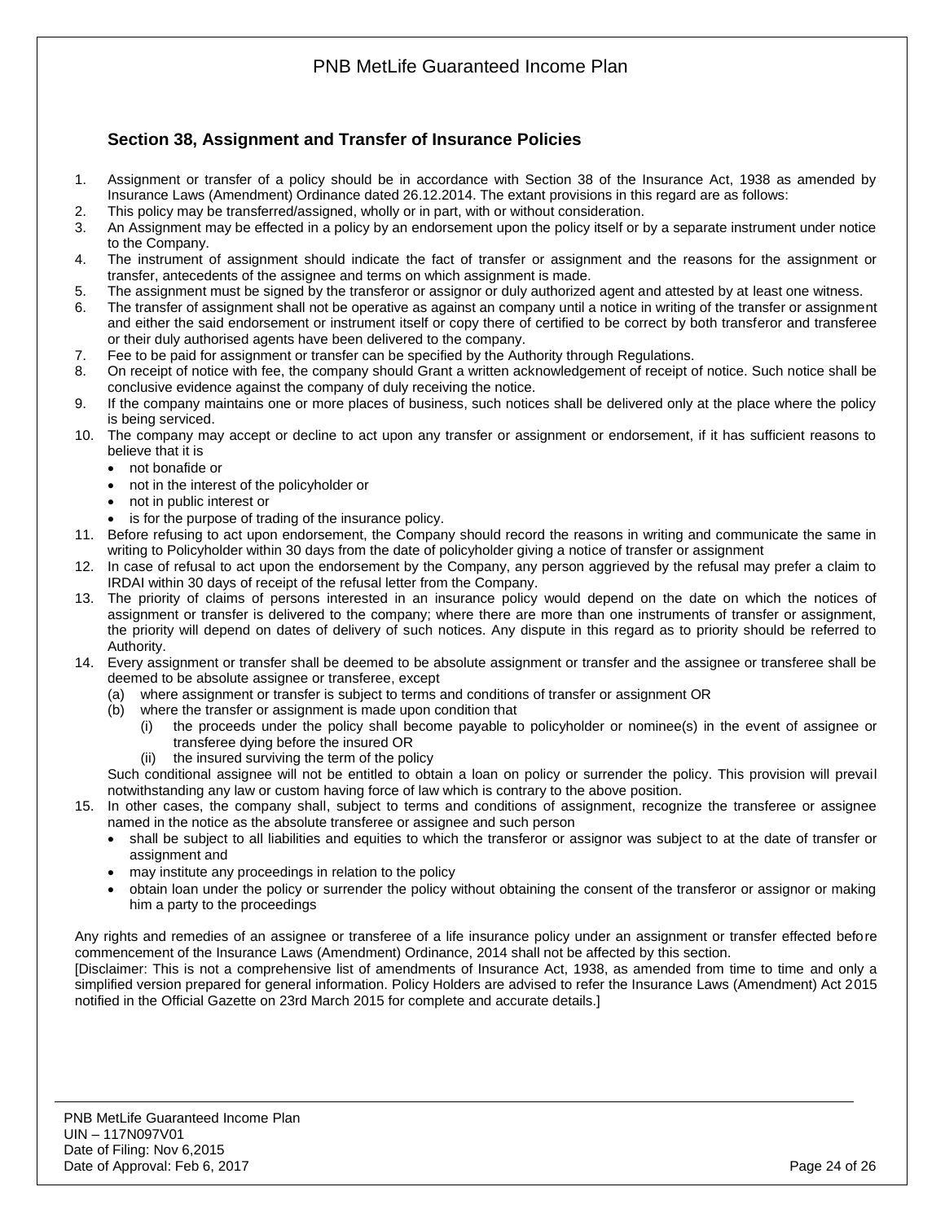## Section 38, Assignment and Transfer of Insurance Policies

1. Assignment or transfer of a policy should be in accordance with Section 38 of the Insurance Act, 1938 as amended by Insurance Laws (Amendment) Ordinance dated 26.12.2014. The extant provisions in this regard are as follows:
2. This policy may be transferred/assigned, wholly or in part, with or without consideration.
3. An Assignment may be effected in a policy by an endorsement upon the policy itself or by a separate instrument under notice to the Company.
4. The instrument of assignment should indicate the fact of transfer or assignment and the reasons for the assignment or transfer, antecedents of the assignee and terms on which assignment is made.
5. The assignment must be signed by the transferor or assignor or duly authorized agent and attested by at least one witness.
6. The transfer of assignment shall not be operative as against an company until a notice in writing of the transfer or assignment and either the said endorsement or instrument itself or copy there of certified to be correct by both transferor and transferee or their duly authorised agents have been delivered to the company.
7. Fee to be paid for assignment or transfer can be specified by the Authority through Regulations.
8. On receipt of notice with fee, the company should Grant a written acknowledgement of receipt of notice. Such notice shall be conclusive evidence against the company of duly receiving the notice.
9. If the company maintains one or more places of business, such notices shall be delivered only at the place where the policy is being serviced.
10. The company may accept or decline to act upon any transfer or assignment or endorsement, if it has sufficient reasons to believe that it is
    - not bonafide or
    - not in the interest of the policyholder or
    - not in public interest or
    - is for the purpose of trading of the insurance policy.
11. Before refusing to act upon endorsement, the Company should record the reasons in writing and communicate the same in writing to Policyholder within 30 days from the date of policyholder giving a notice of transfer or assignment
12. In case of refusal to act upon the endorsement by the Company, any person aggrieved by the refusal may prefer a claim to IRDAI within 30 days of receipt of the refusal letter from the Company.
13. The priority of claims of persons interested in an insurance policy would depend on the date on which the notices of assignment or transfer is delivered to the company; where there are more than one instruments of transfer or assignment, the priority will depend on dates of delivery of such notices. Any dispute in this regard as to priority should be referred to Authority.
14. Every assignment or transfer shall be deemed to be absolute assignment or transfer and the assignee or transferee shall be deemed to be absolute assignee or transferee, except
    (a) where assignment or transfer is subject to terms and conditions of transfer or assignment OR
    (b) where the transfer or assignment is made upon condition that
        (i) the proceeds under the policy shall become payable to policyholder or nominee(s) in the event of assignee or transferee dying before the insured OR
        (ii) the insured surviving the term of the policy

    Such conditional assignee will not be entitled to obtain a loan on policy or surrender the policy. This provision will prevail notwithstanding any law or custom having force of law which is contrary to the above position.
15. In other cases, the company shall, subject to terms and conditions of assignment, recognize the transferee or assignee named in the notice as the absolute transferee or assignee and such person
    - shall be subject to all liabilities and equities to which the transferor or assignor was subject to at the date of transfer or assignment and
    - may institute any proceedings in relation to the policy
    - obtain loan under the policy or surrender the policy without obtaining the consent of the transferor or assignor or making him a party to the proceedings

Any rights and remedies of an assignee or transferee of a life insurance policy under an assignment or transfer effected before commencement of the Insurance Laws (Amendment) Ordinance, 2014 shall not be affected by this section.

[Disclaimer: This is not a comprehensive list of amendments of Insurance Act, 1938, as amended from time to time and only a simplified version prepared for general information. Policy Holders are advised to refer the Insurance Laws (Amendment) Act 2015 notified in the Official Gazette on 23rd March 2015 for complete and accurate details.]

PNB MetLife Guaranteed Income Plan
UIN – 117N097V01
Date of Filing: Nov 6,2015
Date of Approval: Feb 6, 2017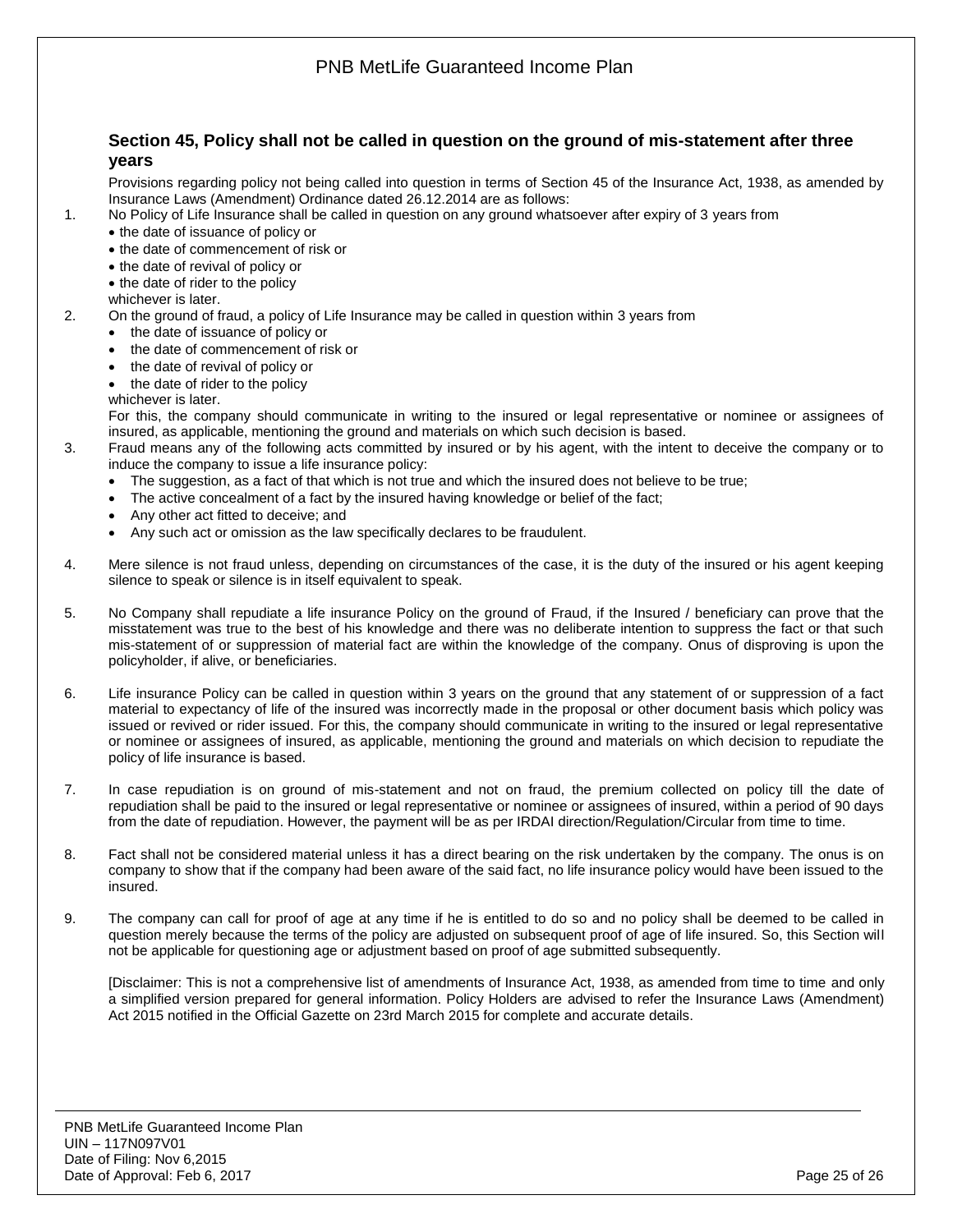## Section 45, Policy shall not be called in question on the ground of mis-statement after three years

Provisions regarding policy not being called into question in terms of Section 45 of the Insurance Act, 1938, as amended by Insurance Laws (Amendment) Ordinance dated 26.12.2014 are as follows:

1. No Policy of Life Insurance shall be called in question on any ground whatsoever after expiry of 3 years from
   - the date of issuance of policy or
   - the date of commencement of risk or
   - the date of revival of policy or
   - the date of rider to the policy

   whichever is later.
2. On the ground of fraud, a policy of Life Insurance may be called in question within 3 years from
   - the date of issuance of policy or
   - the date of commencement of risk or
   - the date of revival of policy or
   - the date of rider to the policy

   whichever is later.

   For this, the company should communicate in writing to the insured or legal representative or nominee or assignees of insured, as applicable, mentioning the ground and materials on which such decision is based.
3. Fraud means any of the following acts committed by insured or by his agent, with the intent to deceive the company or to induce the company to issue a life insurance policy:
   - The suggestion, as a fact of that which is not true and which the insured does not believe to be true;
   - The active concealment of a fact by the insured having knowledge or belief of the fact;
   - Any other act fitted to deceive; and
   - Any such act or omission as the law specifically declares to be fraudulent.
4. Mere silence is not fraud unless, depending on circumstances of the case, it is the duty of the insured or his agent keeping silence to speak or silence is in itself equivalent to speak.
5. No Company shall repudiate a life insurance Policy on the ground of Fraud, if the Insured / beneficiary can prove that the misstatement was true to the best of his knowledge and there was no deliberate intention to suppress the fact or that such mis-statement of or suppression of material fact are within the knowledge of the company. Onus of disproving is upon the policyholder, if alive, or beneficiaries.
6. Life insurance Policy can be called in question within 3 years on the ground that any statement of or suppression of a fact material to expectancy of life of the insured was incorrectly made in the proposal or other document basis which policy was issued or revived or rider issued. For this, the company should communicate in writing to the insured or legal representative or nominee or assignees of insured, as applicable, mentioning the ground and materials on which decision to repudiate the policy of life insurance is based.
7. In case repudiation is on ground of mis-statement and not on fraud, the premium collected on policy till the date of repudiation shall be paid to the insured or legal representative or nominee or assignees of insured, within a period of 90 days from the date of repudiation. However, the payment will be as per IRDAI direction/Regulation/Circular from time to time.
8. Fact shall not be considered material unless it has a direct bearing on the risk undertaken by the company. The onus is on company to show that if the company had been aware of the said fact, no life insurance policy would have been issued to the insured.
9. The company can call for proof of age at any time if he is entitled to do so and no policy shall be deemed to be called in question merely because the terms of the policy are adjusted on subsequent proof of age of life insured. So, this Section will not be applicable for questioning age or adjustment based on proof of age submitted subsequently.

[Disclaimer: This is not a comprehensive list of amendments of Insurance Act, 1938, as amended from time to time and only a simplified version prepared for general information. Policy Holders are advised to refer the Insurance Laws (Amendment) Act 2015 notified in the Official Gazette on 23rd March 2015 for complete and accurate details.

PNB MetLife Guaranteed Income Plan
UIN – 117N097V01
Date of Filing: Nov 6,2015
Date of Approval: Feb 6, 2017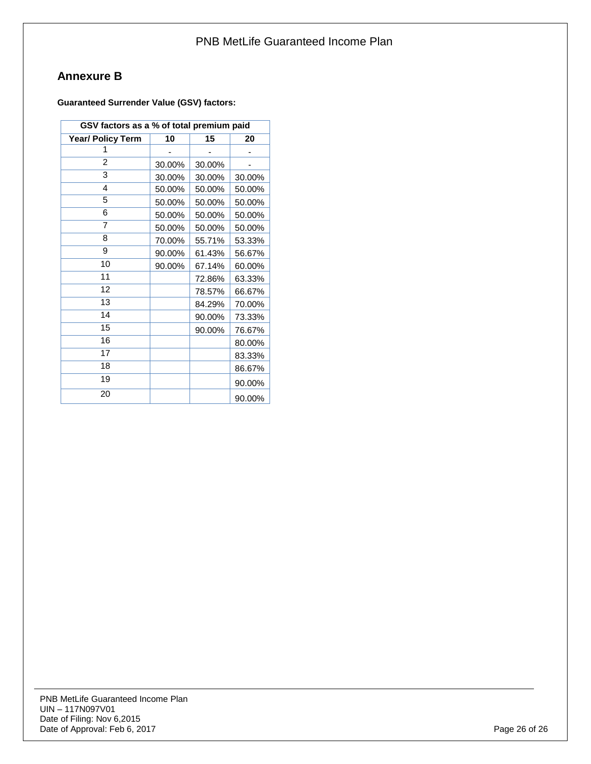## Annexure B

**Guaranteed Surrender Value (GSV) factors:**

| GSV factors as a % of total premium paid | | | |
|---|---|---|---|
| **Year/ Policy Term** | **10** | **15** | **20** |
| 1 | - | - | - |
| 2 | 30.00% | 30.00% | - |
| 3 | 30.00% | 30.00% | 30.00% |
| 4 | 50.00% | 50.00% | 50.00% |
| 5 | 50.00% | 50.00% | 50.00% |
| 6 | 50.00% | 50.00% | 50.00% |
| 7 | 50.00% | 50.00% | 50.00% |
| 8 | 70.00% | 55.71% | 53.33% |
| 9 | 90.00% | 61.43% | 56.67% |
| 10 | 90.00% | 67.14% | 60.00% |
| 11 | | 72.86% | 63.33% |
| 12 | | 78.57% | 66.67% |
| 13 | | 84.29% | 70.00% |
| 14 | | 90.00% | 73.33% |
| 15 | | 90.00% | 76.67% |
| 16 | | | 80.00% |
| 17 | | | 83.33% |
| 18 | | | 86.67% |
| 19 | | | 90.00% |
| 20 | | | 90.00% |

PNB MetLife Guaranteed Income Plan
UIN – 117N097V01
Date of Filing: Nov 6,2015
Date of Approval: Feb 6, 2017